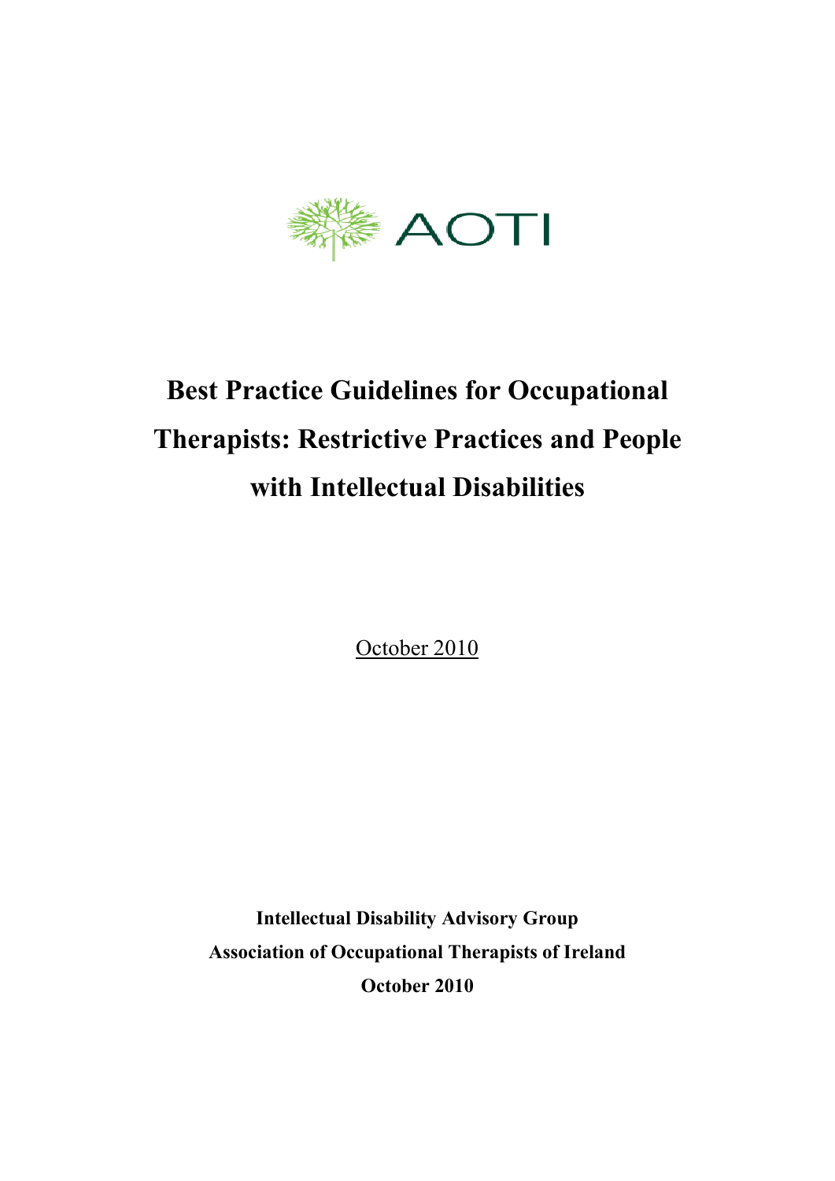AOTI

# Best Practice Guidelines for Occupational Therapists: Restrictive Practices and People with Intellectual Disabilities

October 2010

**Intellectual Disability Advisory Group**

**Association of Occupational Therapists of Ireland**

**October 2010**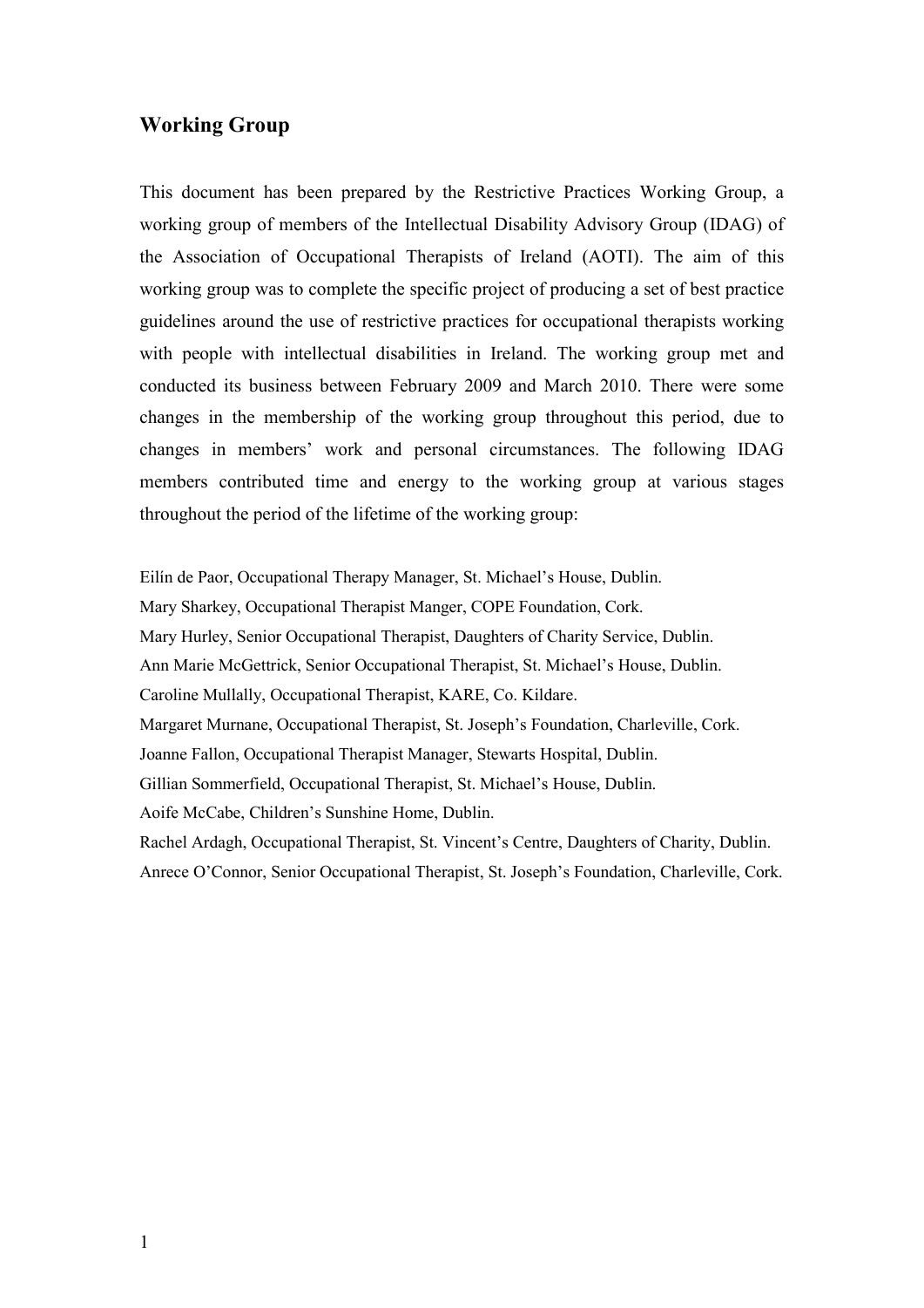## Working Group

This document has been prepared by the Restrictive Practices Working Group, a working group of members of the Intellectual Disability Advisory Group (IDAG) of the Association of Occupational Therapists of Ireland (AOTI). The aim of this working group was to complete the specific project of producing a set of best practice guidelines around the use of restrictive practices for occupational therapists working with people with intellectual disabilities in Ireland. The working group met and conducted its business between February 2009 and March 2010. There were some changes in the membership of the working group throughout this period, due to changes in members' work and personal circumstances. The following IDAG members contributed time and energy to the working group at various stages throughout the period of the lifetime of the working group:

Eilín de Paor, Occupational Therapy Manager, St. Michael's House, Dublin.
Mary Sharkey, Occupational Therapist Manger, COPE Foundation, Cork.
Mary Hurley, Senior Occupational Therapist, Daughters of Charity Service, Dublin.
Ann Marie McGettrick, Senior Occupational Therapist, St. Michael's House, Dublin.
Caroline Mullally, Occupational Therapist, KARE, Co. Kildare.
Margaret Murnane, Occupational Therapist, St. Joseph's Foundation, Charleville, Cork.
Joanne Fallon, Occupational Therapist Manager, Stewarts Hospital, Dublin.
Gillian Sommerfield, Occupational Therapist, St. Michael's House, Dublin.
Aoife McCabe, Children's Sunshine Home, Dublin.
Rachel Ardagh, Occupational Therapist, St. Vincent's Centre, Daughters of Charity, Dublin.
Anrece O'Connor, Senior Occupational Therapist, St. Joseph's Foundation, Charleville, Cork.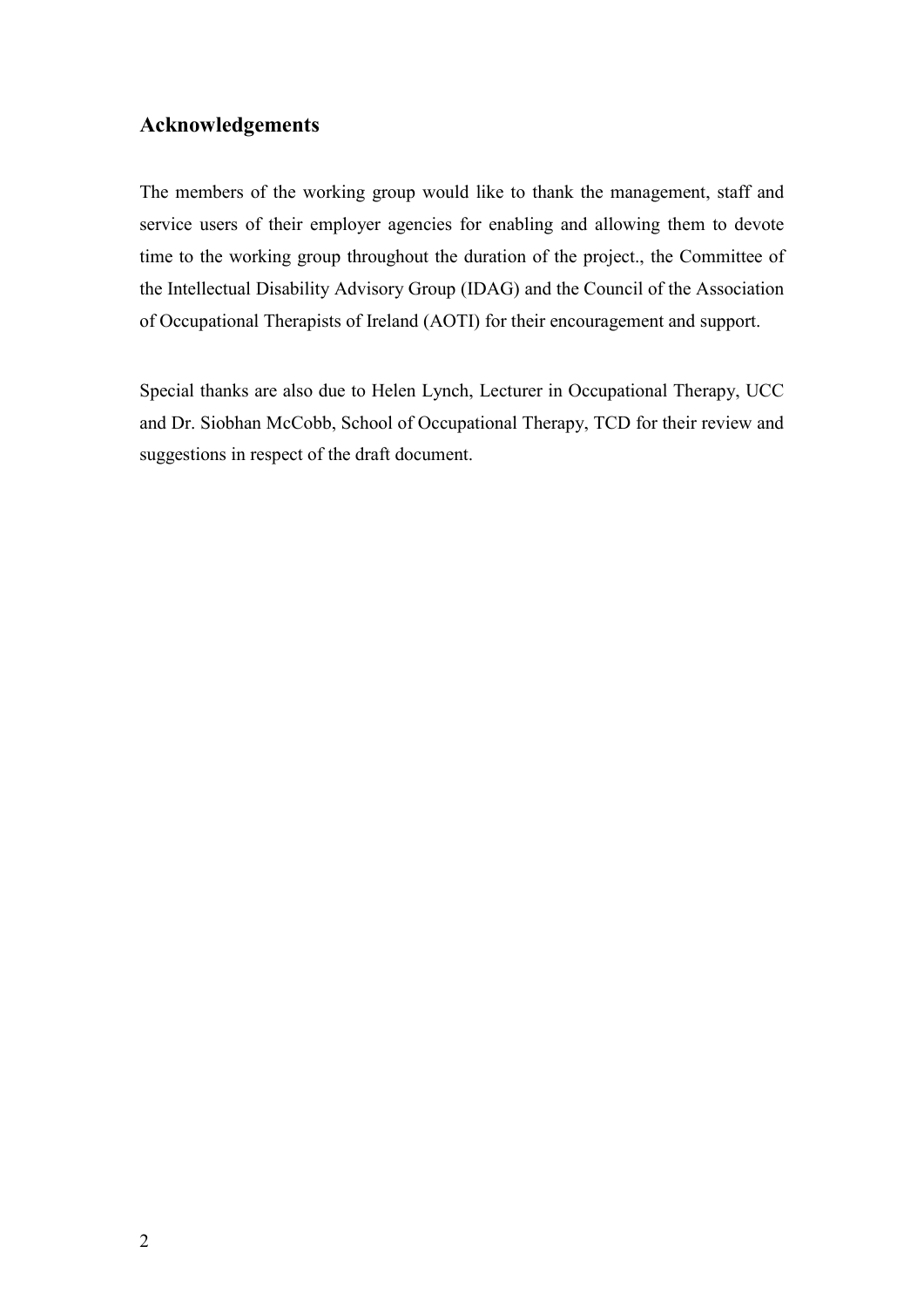## Acknowledgements

The members of the working group would like to thank the management, staff and service users of their employer agencies for enabling and allowing them to devote time to the working group throughout the duration of the project., the Committee of the Intellectual Disability Advisory Group (IDAG) and the Council of the Association of Occupational Therapists of Ireland (AOTI) for their encouragement and support.

Special thanks are also due to Helen Lynch, Lecturer in Occupational Therapy, UCC and Dr. Siobhan McCobb, School of Occupational Therapy, TCD for their review and suggestions in respect of the draft document.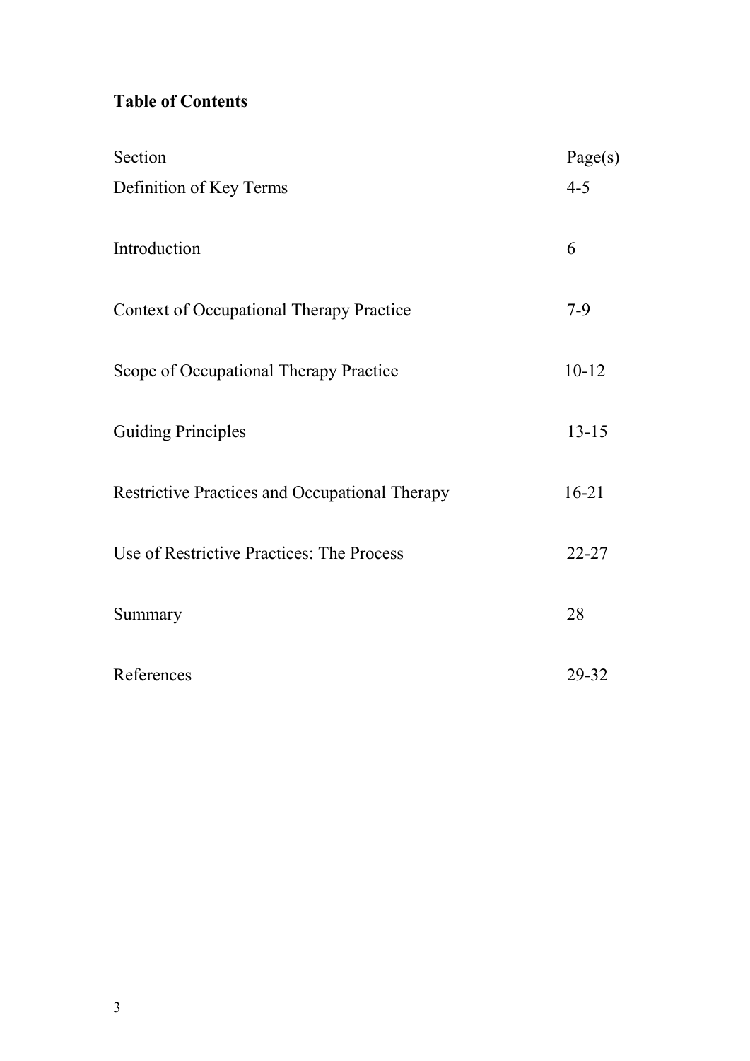**Table of Contents**

| Section | Page(s) |
| --- | --- |
| Definition of Key Terms | 4-5 |
| Introduction | 6 |
| Context of Occupational Therapy Practice | 7-9 |
| Scope of Occupational Therapy Practice | 10-12 |
| Guiding Principles | 13-15 |
| Restrictive Practices and Occupational Therapy | 16-21 |
| Use of Restrictive Practices: The Process | 22-27 |
| Summary | 28 |
| References | 29-32 |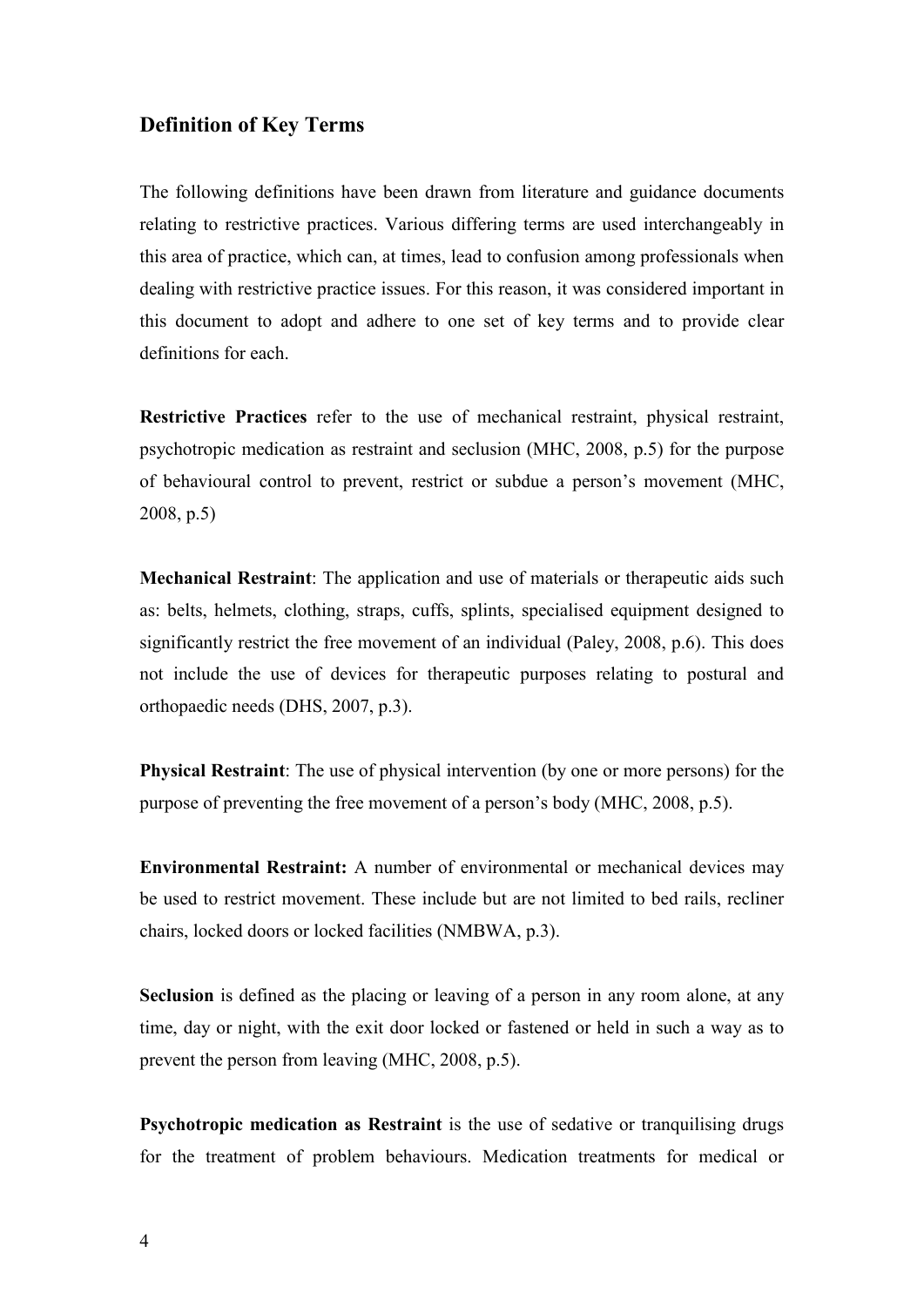## Definition of Key Terms

The following definitions have been drawn from literature and guidance documents relating to restrictive practices. Various differing terms are used interchangeably in this area of practice, which can, at times, lead to confusion among professionals when dealing with restrictive practice issues. For this reason, it was considered important in this document to adopt and adhere to one set of key terms and to provide clear definitions for each.

**Restrictive Practices** refer to the use of mechanical restraint, physical restraint, psychotropic medication as restraint and seclusion (MHC, 2008, p.5) for the purpose of behavioural control to prevent, restrict or subdue a person's movement (MHC, 2008, p.5)

**Mechanical Restraint**: The application and use of materials or therapeutic aids such as: belts, helmets, clothing, straps, cuffs, splints, specialised equipment designed to significantly restrict the free movement of an individual (Paley, 2008, p.6). This does not include the use of devices for therapeutic purposes relating to postural and orthopaedic needs (DHS, 2007, p.3).

**Physical Restraint**: The use of physical intervention (by one or more persons) for the purpose of preventing the free movement of a person's body (MHC, 2008, p.5).

**Environmental Restraint:** A number of environmental or mechanical devices may be used to restrict movement. These include but are not limited to bed rails, recliner chairs, locked doors or locked facilities (NMBWA, p.3).

**Seclusion** is defined as the placing or leaving of a person in any room alone, at any time, day or night, with the exit door locked or fastened or held in such a way as to prevent the person from leaving (MHC, 2008, p.5).

**Psychotropic medication as Restraint** is the use of sedative or tranquilising drugs for the treatment of problem behaviours. Medication treatments for medical or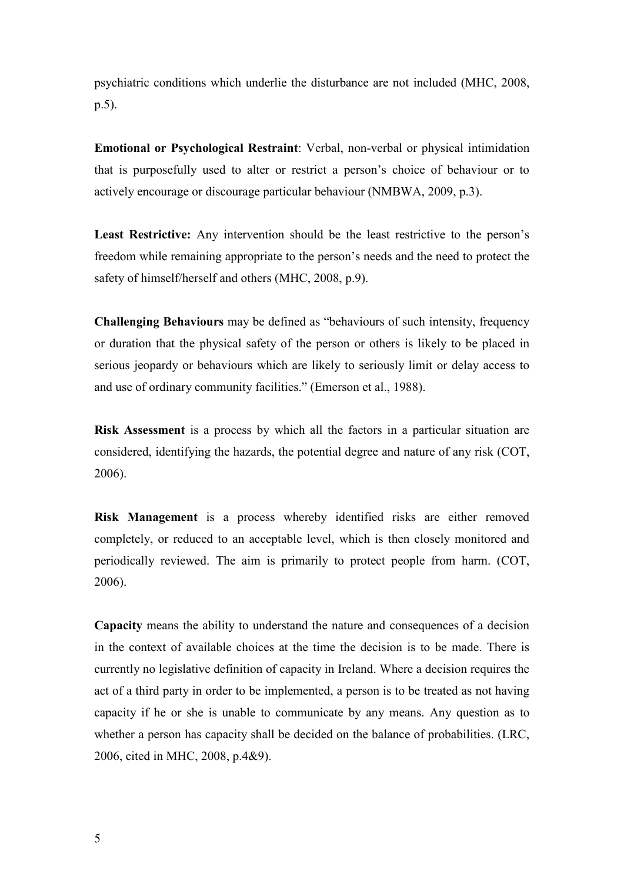psychiatric conditions which underlie the disturbance are not included (MHC, 2008, p.5).

**Emotional or Psychological Restraint**: Verbal, non-verbal or physical intimidation that is purposefully used to alter or restrict a person's choice of behaviour or to actively encourage or discourage particular behaviour (NMBWA, 2009, p.3).

**Least Restrictive:** Any intervention should be the least restrictive to the person's freedom while remaining appropriate to the person's needs and the need to protect the safety of himself/herself and others (MHC, 2008, p.9).

**Challenging Behaviours** may be defined as "behaviours of such intensity, frequency or duration that the physical safety of the person or others is likely to be placed in serious jeopardy or behaviours which are likely to seriously limit or delay access to and use of ordinary community facilities." (Emerson et al., 1988).

**Risk Assessment** is a process by which all the factors in a particular situation are considered, identifying the hazards, the potential degree and nature of any risk (COT, 2006).

**Risk Management** is a process whereby identified risks are either removed completely, or reduced to an acceptable level, which is then closely monitored and periodically reviewed. The aim is primarily to protect people from harm. (COT, 2006).

**Capacity** means the ability to understand the nature and consequences of a decision in the context of available choices at the time the decision is to be made. There is currently no legislative definition of capacity in Ireland. Where a decision requires the act of a third party in order to be implemented, a person is to be treated as not having capacity if he or she is unable to communicate by any means. Any question as to whether a person has capacity shall be decided on the balance of probabilities. (LRC, 2006, cited in MHC, 2008, p.4&9).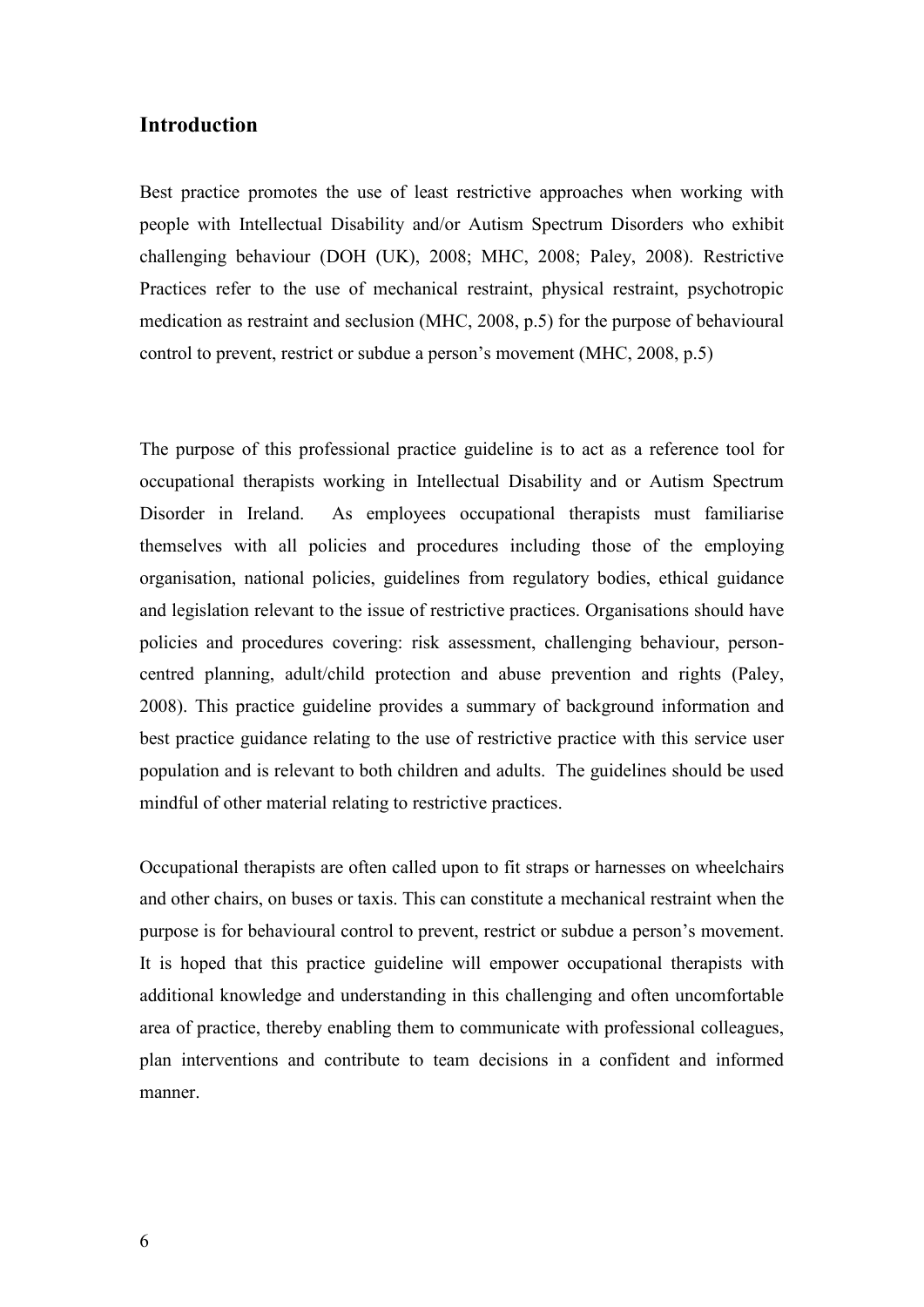## Introduction

Best practice promotes the use of least restrictive approaches when working with people with Intellectual Disability and/or Autism Spectrum Disorders who exhibit challenging behaviour (DOH (UK), 2008; MHC, 2008; Paley, 2008). Restrictive Practices refer to the use of mechanical restraint, physical restraint, psychotropic medication as restraint and seclusion (MHC, 2008, p.5) for the purpose of behavioural control to prevent, restrict or subdue a person's movement (MHC, 2008, p.5)

The purpose of this professional practice guideline is to act as a reference tool for occupational therapists working in Intellectual Disability and or Autism Spectrum Disorder in Ireland. As employees occupational therapists must familiarise themselves with all policies and procedures including those of the employing organisation, national policies, guidelines from regulatory bodies, ethical guidance and legislation relevant to the issue of restrictive practices. Organisations should have policies and procedures covering: risk assessment, challenging behaviour, person-centred planning, adult/child protection and abuse prevention and rights (Paley, 2008). This practice guideline provides a summary of background information and best practice guidance relating to the use of restrictive practice with this service user population and is relevant to both children and adults. The guidelines should be used mindful of other material relating to restrictive practices.

Occupational therapists are often called upon to fit straps or harnesses on wheelchairs and other chairs, on buses or taxis. This can constitute a mechanical restraint when the purpose is for behavioural control to prevent, restrict or subdue a person's movement. It is hoped that this practice guideline will empower occupational therapists with additional knowledge and understanding in this challenging and often uncomfortable area of practice, thereby enabling them to communicate with professional colleagues, plan interventions and contribute to team decisions in a confident and informed manner.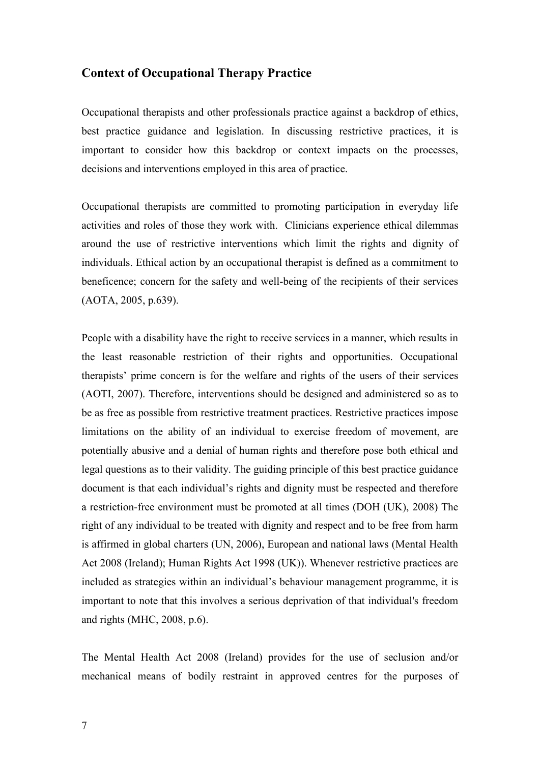## Context of Occupational Therapy Practice

Occupational therapists and other professionals practice against a backdrop of ethics, best practice guidance and legislation. In discussing restrictive practices, it is important to consider how this backdrop or context impacts on the processes, decisions and interventions employed in this area of practice.

Occupational therapists are committed to promoting participation in everyday life activities and roles of those they work with. Clinicians experience ethical dilemmas around the use of restrictive interventions which limit the rights and dignity of individuals. Ethical action by an occupational therapist is defined as a commitment to beneficence; concern for the safety and well-being of the recipients of their services (AOTA, 2005, p.639).

People with a disability have the right to receive services in a manner, which results in the least reasonable restriction of their rights and opportunities. Occupational therapists' prime concern is for the welfare and rights of the users of their services (AOTI, 2007). Therefore, interventions should be designed and administered so as to be as free as possible from restrictive treatment practices. Restrictive practices impose limitations on the ability of an individual to exercise freedom of movement, are potentially abusive and a denial of human rights and therefore pose both ethical and legal questions as to their validity. The guiding principle of this best practice guidance document is that each individual's rights and dignity must be respected and therefore a restriction-free environment must be promoted at all times (DOH (UK), 2008) The right of any individual to be treated with dignity and respect and to be free from harm is affirmed in global charters (UN, 2006), European and national laws (Mental Health Act 2008 (Ireland); Human Rights Act 1998 (UK)). Whenever restrictive practices are included as strategies within an individual's behaviour management programme, it is important to note that this involves a serious deprivation of that individual's freedom and rights (MHC, 2008, p.6).

The Mental Health Act 2008 (Ireland) provides for the use of seclusion and/or mechanical means of bodily restraint in approved centres for the purposes of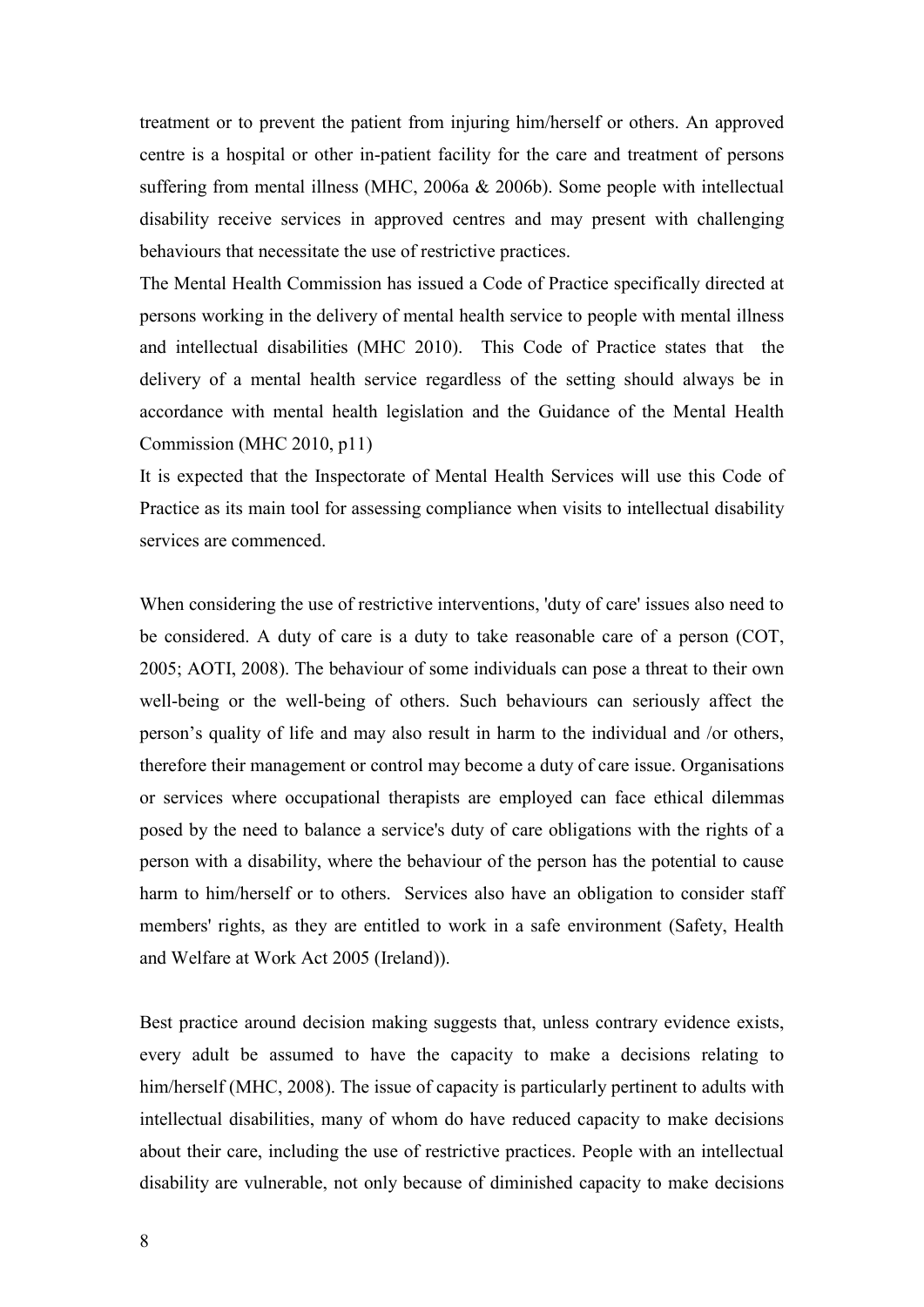treatment or to prevent the patient from injuring him/herself or others. An approved centre is a hospital or other in-patient facility for the care and treatment of persons suffering from mental illness (MHC, 2006a & 2006b). Some people with intellectual disability receive services in approved centres and may present with challenging behaviours that necessitate the use of restrictive practices.

The Mental Health Commission has issued a Code of Practice specifically directed at persons working in the delivery of mental health service to people with mental illness and intellectual disabilities (MHC 2010). This Code of Practice states that the delivery of a mental health service regardless of the setting should always be in accordance with mental health legislation and the Guidance of the Mental Health Commission (MHC 2010, p11)

It is expected that the Inspectorate of Mental Health Services will use this Code of Practice as its main tool for assessing compliance when visits to intellectual disability services are commenced.

When considering the use of restrictive interventions, 'duty of care' issues also need to be considered. A duty of care is a duty to take reasonable care of a person (COT, 2005; AOTI, 2008). The behaviour of some individuals can pose a threat to their own well-being or the well-being of others. Such behaviours can seriously affect the person's quality of life and may also result in harm to the individual and /or others, therefore their management or control may become a duty of care issue. Organisations or services where occupational therapists are employed can face ethical dilemmas posed by the need to balance a service's duty of care obligations with the rights of a person with a disability, where the behaviour of the person has the potential to cause harm to him/herself or to others. Services also have an obligation to consider staff members' rights, as they are entitled to work in a safe environment (Safety, Health and Welfare at Work Act 2005 (Ireland)).

Best practice around decision making suggests that, unless contrary evidence exists, every adult be assumed to have the capacity to make a decisions relating to him/herself (MHC, 2008). The issue of capacity is particularly pertinent to adults with intellectual disabilities, many of whom do have reduced capacity to make decisions about their care, including the use of restrictive practices. People with an intellectual disability are vulnerable, not only because of diminished capacity to make decisions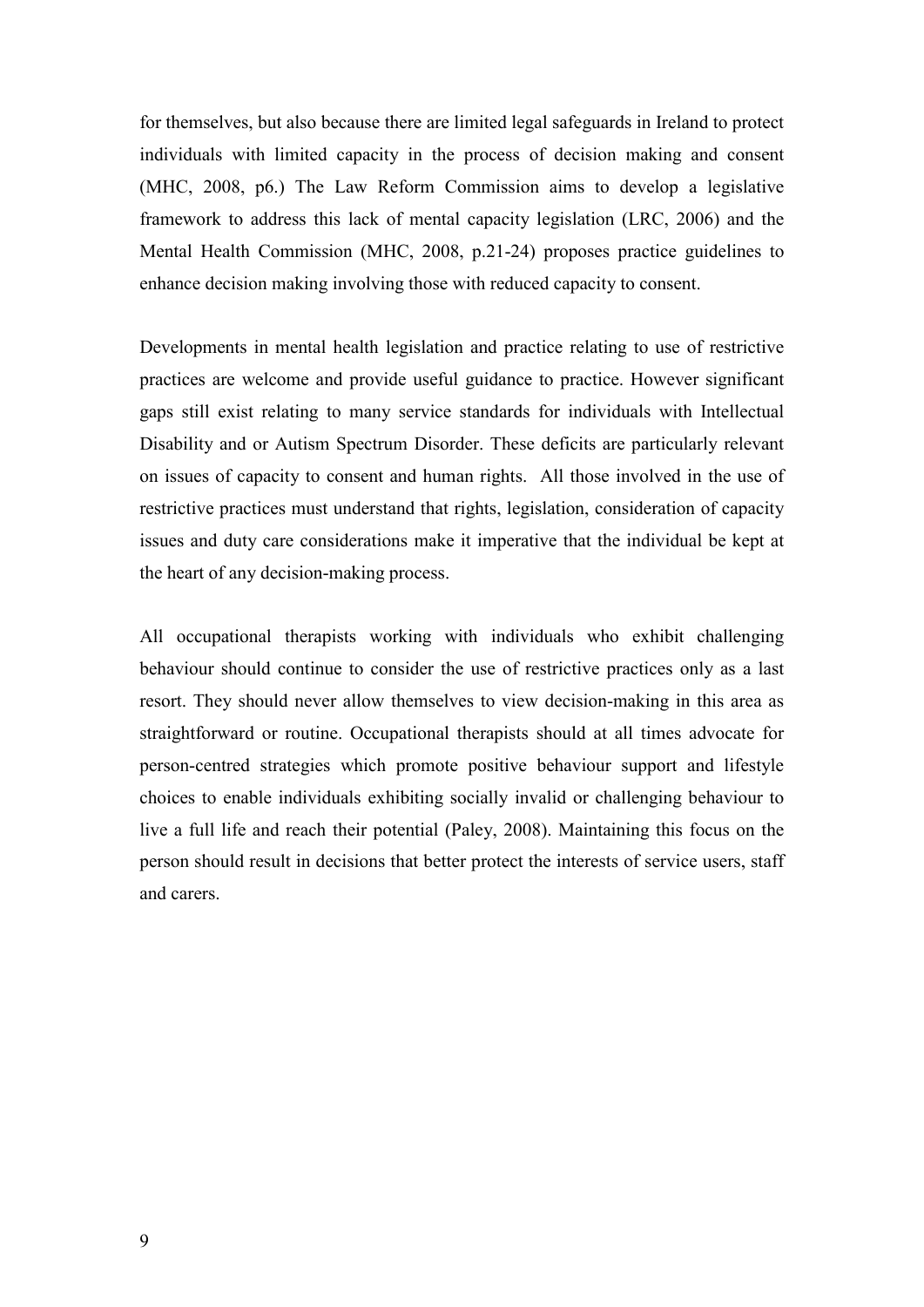for themselves, but also because there are limited legal safeguards in Ireland to protect individuals with limited capacity in the process of decision making and consent (MHC, 2008, p6.) The Law Reform Commission aims to develop a legislative framework to address this lack of mental capacity legislation (LRC, 2006) and the Mental Health Commission (MHC, 2008, p.21-24) proposes practice guidelines to enhance decision making involving those with reduced capacity to consent.

Developments in mental health legislation and practice relating to use of restrictive practices are welcome and provide useful guidance to practice. However significant gaps still exist relating to many service standards for individuals with Intellectual Disability and or Autism Spectrum Disorder. These deficits are particularly relevant on issues of capacity to consent and human rights. All those involved in the use of restrictive practices must understand that rights, legislation, consideration of capacity issues and duty care considerations make it imperative that the individual be kept at the heart of any decision-making process.

All occupational therapists working with individuals who exhibit challenging behaviour should continue to consider the use of restrictive practices only as a last resort. They should never allow themselves to view decision-making in this area as straightforward or routine. Occupational therapists should at all times advocate for person-centred strategies which promote positive behaviour support and lifestyle choices to enable individuals exhibiting socially invalid or challenging behaviour to live a full life and reach their potential (Paley, 2008). Maintaining this focus on the person should result in decisions that better protect the interests of service users, staff and carers.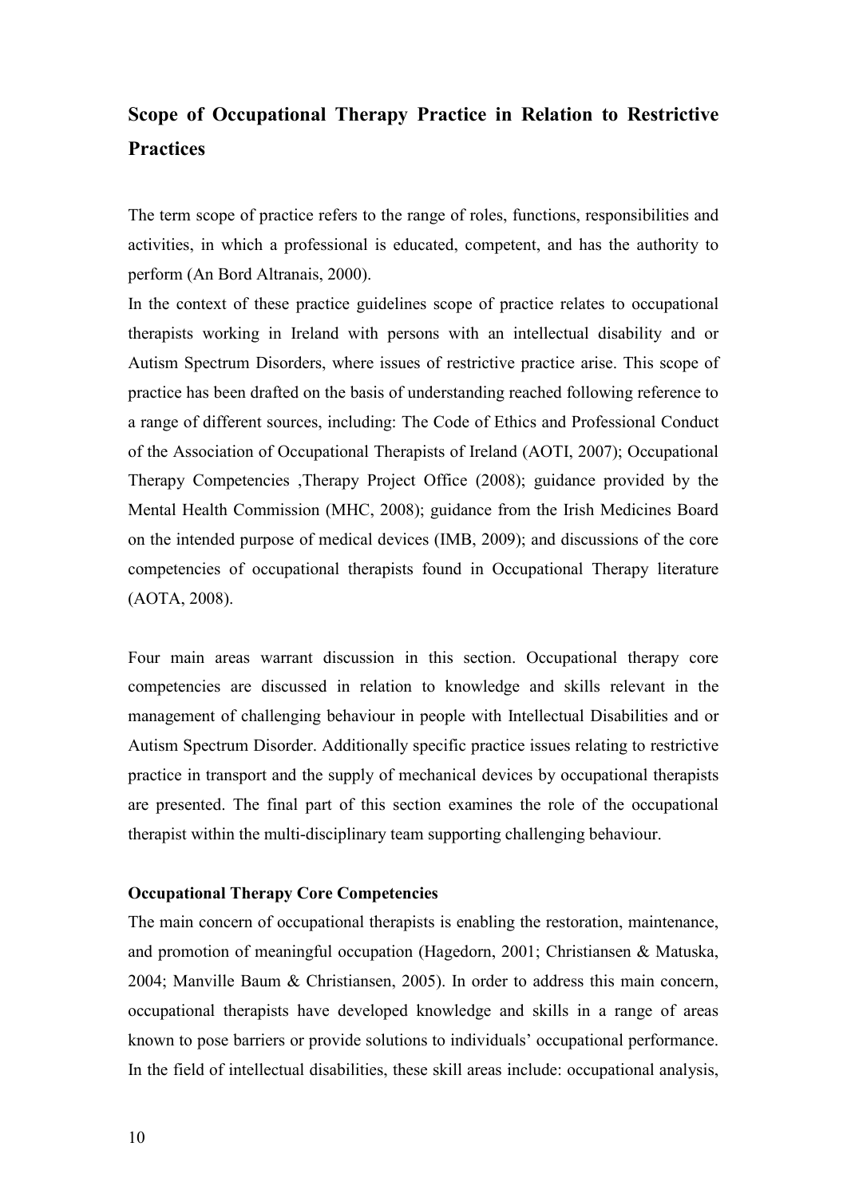## Scope of Occupational Therapy Practice in Relation to Restrictive Practices

The term scope of practice refers to the range of roles, functions, responsibilities and activities, in which a professional is educated, competent, and has the authority to perform (An Bord Altranais, 2000).

In the context of these practice guidelines scope of practice relates to occupational therapists working in Ireland with persons with an intellectual disability and or Autism Spectrum Disorders, where issues of restrictive practice arise. This scope of practice has been drafted on the basis of understanding reached following reference to a range of different sources, including: The Code of Ethics and Professional Conduct of the Association of Occupational Therapists of Ireland (AOTI, 2007); Occupational Therapy Competencies ,Therapy Project Office (2008); guidance provided by the Mental Health Commission (MHC, 2008); guidance from the Irish Medicines Board on the intended purpose of medical devices (IMB, 2009); and discussions of the core competencies of occupational therapists found in Occupational Therapy literature (AOTA, 2008).

Four main areas warrant discussion in this section. Occupational therapy core competencies are discussed in relation to knowledge and skills relevant in the management of challenging behaviour in people with Intellectual Disabilities and or Autism Spectrum Disorder. Additionally specific practice issues relating to restrictive practice in transport and the supply of mechanical devices by occupational therapists are presented. The final part of this section examines the role of the occupational therapist within the multi-disciplinary team supporting challenging behaviour.

**Occupational Therapy Core Competencies**

The main concern of occupational therapists is enabling the restoration, maintenance, and promotion of meaningful occupation (Hagedorn, 2001; Christiansen & Matuska, 2004; Manville Baum & Christiansen, 2005). In order to address this main concern, occupational therapists have developed knowledge and skills in a range of areas known to pose barriers or provide solutions to individuals' occupational performance. In the field of intellectual disabilities, these skill areas include: occupational analysis,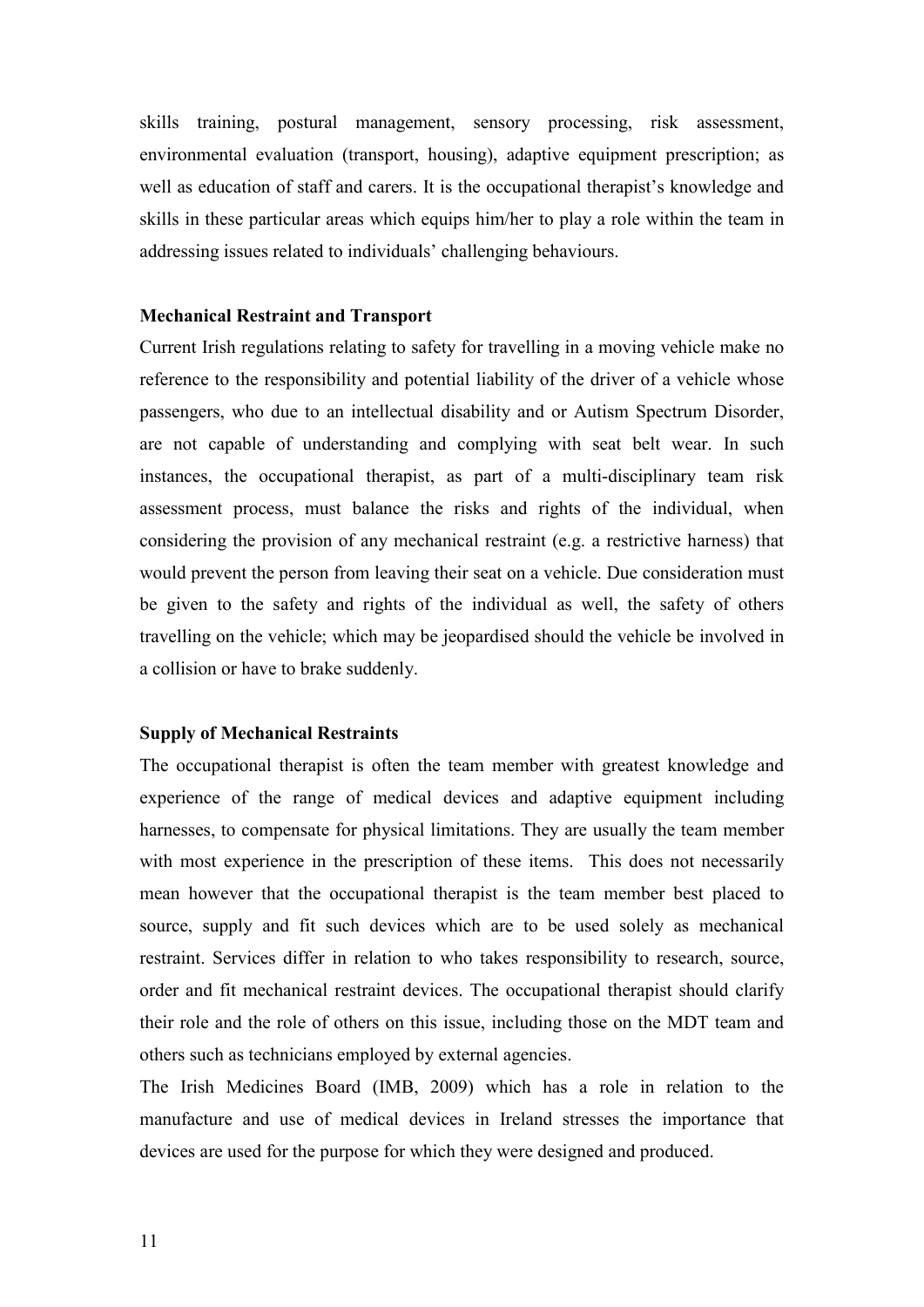skills training, postural management, sensory processing, risk assessment, environmental evaluation (transport, housing), adaptive equipment prescription; as well as education of staff and carers. It is the occupational therapist's knowledge and skills in these particular areas which equips him/her to play a role within the team in addressing issues related to individuals' challenging behaviours.

**Mechanical Restraint and Transport**

Current Irish regulations relating to safety for travelling in a moving vehicle make no reference to the responsibility and potential liability of the driver of a vehicle whose passengers, who due to an intellectual disability and or Autism Spectrum Disorder, are not capable of understanding and complying with seat belt wear. In such instances, the occupational therapist, as part of a multi-disciplinary team risk assessment process, must balance the risks and rights of the individual, when considering the provision of any mechanical restraint (e.g. a restrictive harness) that would prevent the person from leaving their seat on a vehicle. Due consideration must be given to the safety and rights of the individual as well, the safety of others travelling on the vehicle; which may be jeopardised should the vehicle be involved in a collision or have to brake suddenly.

**Supply of Mechanical Restraints**

The occupational therapist is often the team member with greatest knowledge and experience of the range of medical devices and adaptive equipment including harnesses, to compensate for physical limitations. They are usually the team member with most experience in the prescription of these items. This does not necessarily mean however that the occupational therapist is the team member best placed to source, supply and fit such devices which are to be used solely as mechanical restraint. Services differ in relation to who takes responsibility to research, source, order and fit mechanical restraint devices. The occupational therapist should clarify their role and the role of others on this issue, including those on the MDT team and others such as technicians employed by external agencies.

The Irish Medicines Board (IMB, 2009) which has a role in relation to the manufacture and use of medical devices in Ireland stresses the importance that devices are used for the purpose for which they were designed and produced.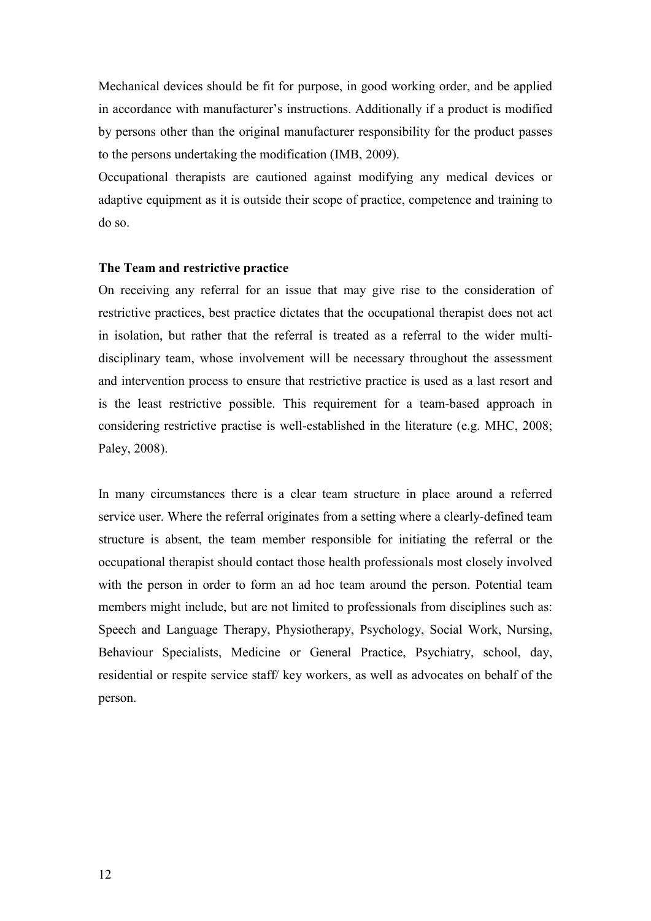Mechanical devices should be fit for purpose, in good working order, and be applied in accordance with manufacturer's instructions. Additionally if a product is modified by persons other than the original manufacturer responsibility for the product passes to the persons undertaking the modification (IMB, 2009).

Occupational therapists are cautioned against modifying any medical devices or adaptive equipment as it is outside their scope of practice, competence and training to do so.

**The Team and restrictive practice**

On receiving any referral for an issue that may give rise to the consideration of restrictive practices, best practice dictates that the occupational therapist does not act in isolation, but rather that the referral is treated as a referral to the wider multi-disciplinary team, whose involvement will be necessary throughout the assessment and intervention process to ensure that restrictive practice is used as a last resort and is the least restrictive possible. This requirement for a team-based approach in considering restrictive practise is well-established in the literature (e.g. MHC, 2008; Paley, 2008).

In many circumstances there is a clear team structure in place around a referred service user. Where the referral originates from a setting where a clearly-defined team structure is absent, the team member responsible for initiating the referral or the occupational therapist should contact those health professionals most closely involved with the person in order to form an ad hoc team around the person. Potential team members might include, but are not limited to professionals from disciplines such as: Speech and Language Therapy, Physiotherapy, Psychology, Social Work, Nursing, Behaviour Specialists, Medicine or General Practice, Psychiatry, school, day, residential or respite service staff/ key workers, as well as advocates on behalf of the person.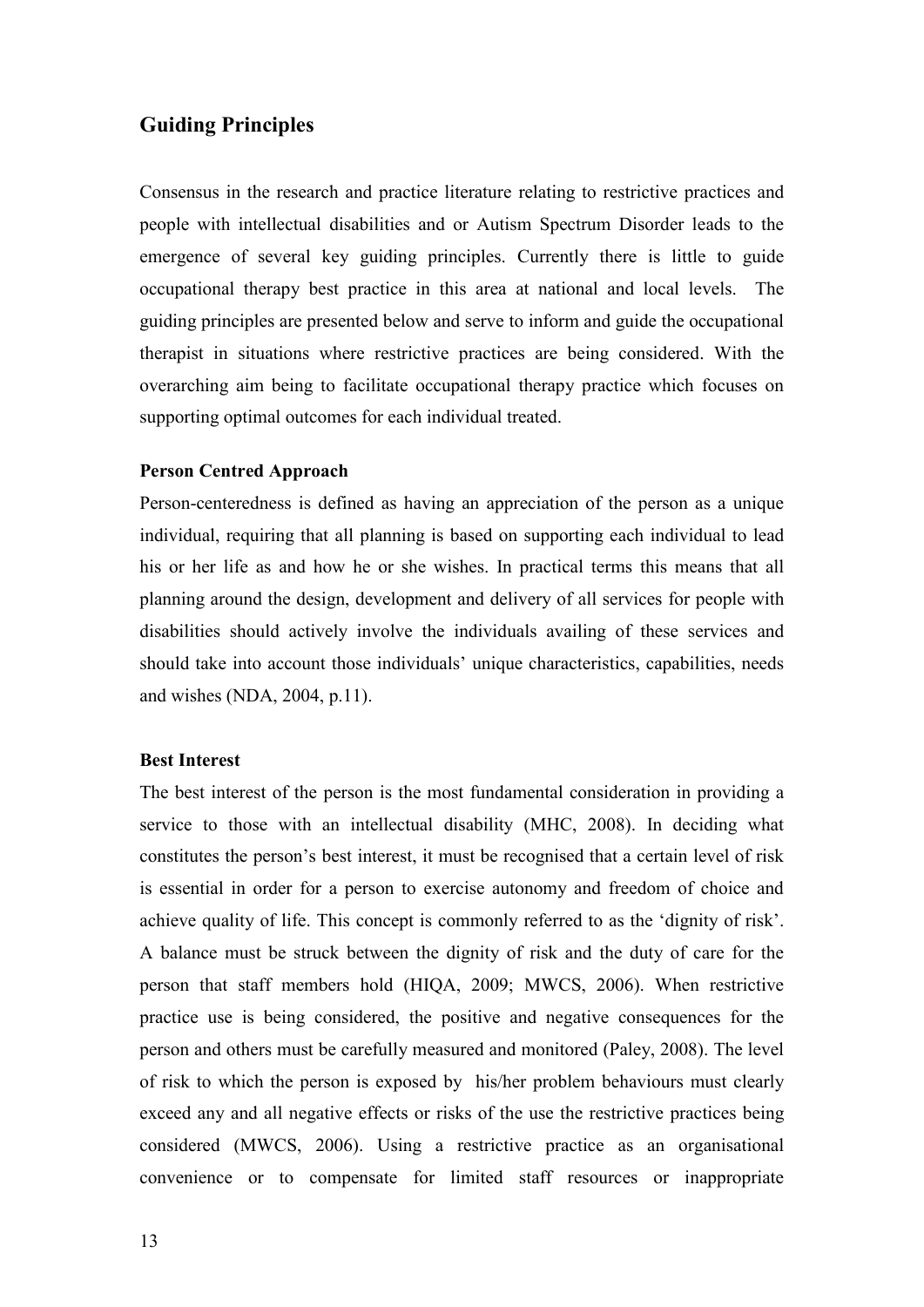## Guiding Principles

Consensus in the research and practice literature relating to restrictive practices and people with intellectual disabilities and or Autism Spectrum Disorder leads to the emergence of several key guiding principles. Currently there is little to guide occupational therapy best practice in this area at national and local levels. The guiding principles are presented below and serve to inform and guide the occupational therapist in situations where restrictive practices are being considered. With the overarching aim being to facilitate occupational therapy practice which focuses on supporting optimal outcomes for each individual treated.

**Person Centred Approach**

Person-centeredness is defined as having an appreciation of the person as a unique individual, requiring that all planning is based on supporting each individual to lead his or her life as and how he or she wishes. In practical terms this means that all planning around the design, development and delivery of all services for people with disabilities should actively involve the individuals availing of these services and should take into account those individuals' unique characteristics, capabilities, needs and wishes (NDA, 2004, p.11).

**Best Interest**

The best interest of the person is the most fundamental consideration in providing a service to those with an intellectual disability (MHC, 2008). In deciding what constitutes the person's best interest, it must be recognised that a certain level of risk is essential in order for a person to exercise autonomy and freedom of choice and achieve quality of life. This concept is commonly referred to as the 'dignity of risk'. A balance must be struck between the dignity of risk and the duty of care for the person that staff members hold (HIQA, 2009; MWCS, 2006). When restrictive practice use is being considered, the positive and negative consequences for the person and others must be carefully measured and monitored (Paley, 2008). The level of risk to which the person is exposed by his/her problem behaviours must clearly exceed any and all negative effects or risks of the use the restrictive practices being considered (MWCS, 2006). Using a restrictive practice as an organisational convenience or to compensate for limited staff resources or inappropriate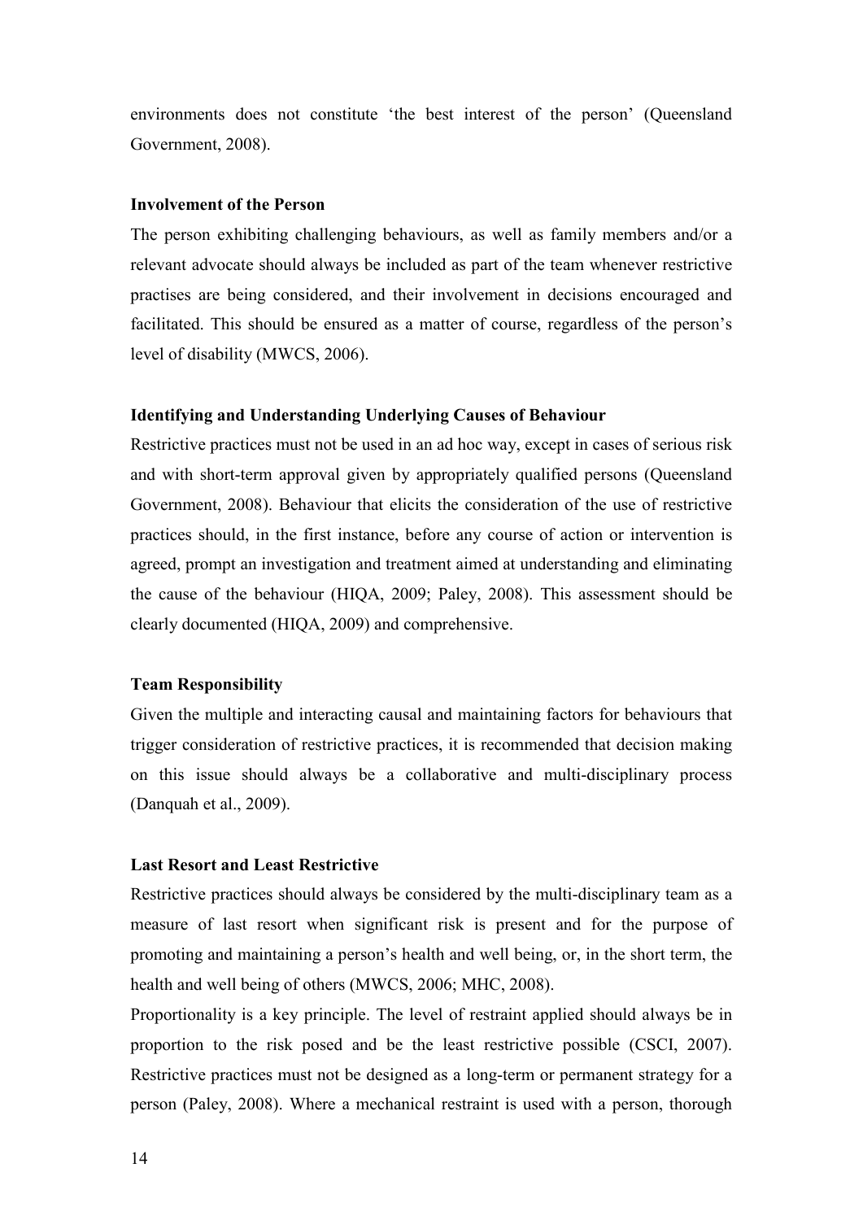environments does not constitute 'the best interest of the person' (Queensland Government, 2008).

### Involvement of the Person

The person exhibiting challenging behaviours, as well as family members and/or a relevant advocate should always be included as part of the team whenever restrictive practises are being considered, and their involvement in decisions encouraged and facilitated. This should be ensured as a matter of course, regardless of the person's level of disability (MWCS, 2006).

### Identifying and Understanding Underlying Causes of Behaviour

Restrictive practices must not be used in an ad hoc way, except in cases of serious risk and with short-term approval given by appropriately qualified persons (Queensland Government, 2008). Behaviour that elicits the consideration of the use of restrictive practices should, in the first instance, before any course of action or intervention is agreed, prompt an investigation and treatment aimed at understanding and eliminating the cause of the behaviour (HIQA, 2009; Paley, 2008). This assessment should be clearly documented (HIQA, 2009) and comprehensive.

### Team Responsibility

Given the multiple and interacting causal and maintaining factors for behaviours that trigger consideration of restrictive practices, it is recommended that decision making on this issue should always be a collaborative and multi-disciplinary process (Danquah et al., 2009).

### Last Resort and Least Restrictive

Restrictive practices should always be considered by the multi-disciplinary team as a measure of last resort when significant risk is present and for the purpose of promoting and maintaining a person's health and well being, or, in the short term, the health and well being of others (MWCS, 2006; MHC, 2008).

Proportionality is a key principle. The level of restraint applied should always be in proportion to the risk posed and be the least restrictive possible (CSCI, 2007). Restrictive practices must not be designed as a long-term or permanent strategy for a person (Paley, 2008). Where a mechanical restraint is used with a person, thorough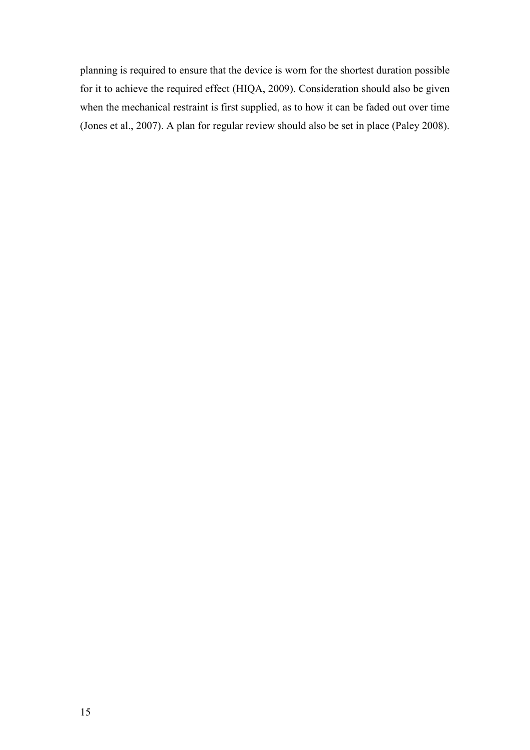planning is required to ensure that the device is worn for the shortest duration possible for it to achieve the required effect (HIQA, 2009). Consideration should also be given when the mechanical restraint is first supplied, as to how it can be faded out over time (Jones et al., 2007). A plan for regular review should also be set in place (Paley 2008).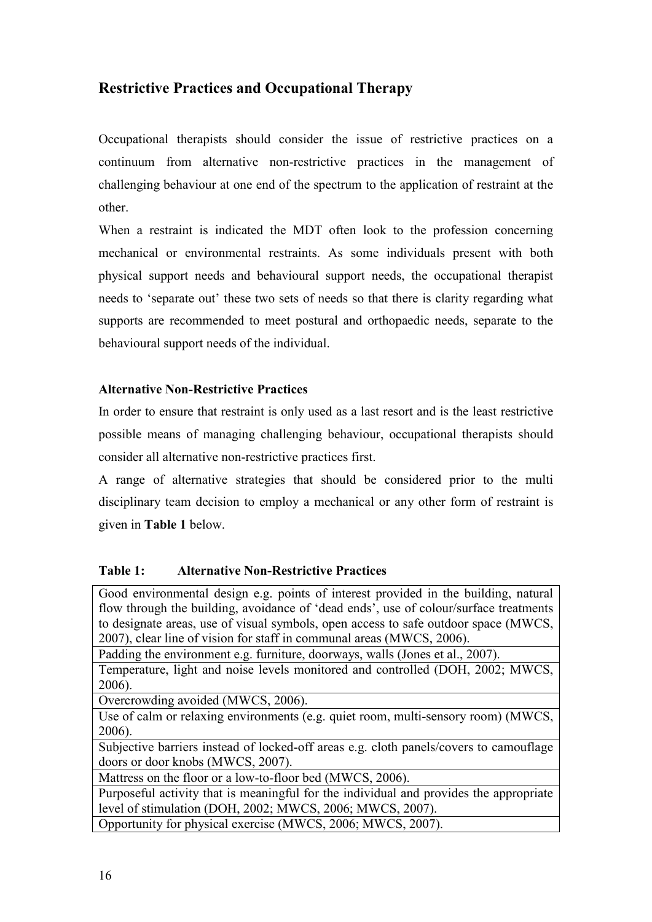## Restrictive Practices and Occupational Therapy

Occupational therapists should consider the issue of restrictive practices on a continuum from alternative non-restrictive practices in the management of challenging behaviour at one end of the spectrum to the application of restraint at the other.

When a restraint is indicated the MDT often look to the profession concerning mechanical or environmental restraints. As some individuals present with both physical support needs and behavioural support needs, the occupational therapist needs to 'separate out' these two sets of needs so that there is clarity regarding what supports are recommended to meet postural and orthopaedic needs, separate to the behavioural support needs of the individual.

### Alternative Non-Restrictive Practices

In order to ensure that restraint is only used as a last resort and is the least restrictive possible means of managing challenging behaviour, occupational therapists should consider all alternative non-restrictive practices first.

A range of alternative strategies that should be considered prior to the multi disciplinary team decision to employ a mechanical or any other form of restraint is given in **Table 1** below.

**Table 1: Alternative Non-Restrictive Practices**

| |
|---|
| Good environmental design e.g. points of interest provided in the building, natural flow through the building, avoidance of 'dead ends', use of colour/surface treatments to designate areas, use of visual symbols, open access to safe outdoor space (MWCS, 2007), clear line of vision for staff in communal areas (MWCS, 2006). |
| Padding the environment e.g. furniture, doorways, walls (Jones et al., 2007). |
| Temperature, light and noise levels monitored and controlled (DOH, 2002; MWCS, 2006). |
| Overcrowding avoided (MWCS, 2006). |
| Use of calm or relaxing environments (e.g. quiet room, multi-sensory room) (MWCS, 2006). |
| Subjective barriers instead of locked-off areas e.g. cloth panels/covers to camouflage doors or door knobs (MWCS, 2007). |
| Mattress on the floor or a low-to-floor bed (MWCS, 2006). |
| Purposeful activity that is meaningful for the individual and provides the appropriate level of stimulation (DOH, 2002; MWCS, 2006; MWCS, 2007). |
| Opportunity for physical exercise (MWCS, 2006; MWCS, 2007). |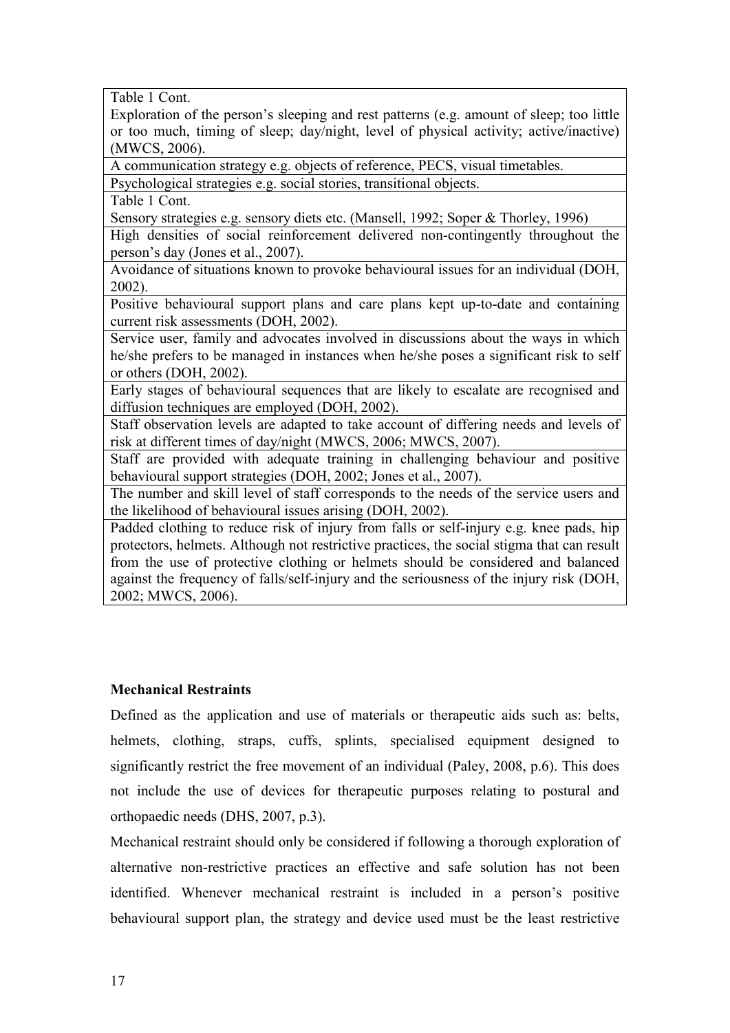| Table 1 Cont. |
|---|
| Exploration of the person's sleeping and rest patterns (e.g. amount of sleep; too little or too much, timing of sleep; day/night, level of physical activity; active/inactive) (MWCS, 2006). |
| A communication strategy e.g. objects of reference, PECS, visual timetables. |
| Psychological strategies e.g. social stories, transitional objects. |
| Table 1 Cont. |
| Sensory strategies e.g. sensory diets etc. (Mansell, 1992; Soper & Thorley, 1996) |
| High densities of social reinforcement delivered non-contingently throughout the person's day (Jones et al., 2007). |
| Avoidance of situations known to provoke behavioural issues for an individual (DOH, 2002). |
| Positive behavioural support plans and care plans kept up-to-date and containing current risk assessments (DOH, 2002). |
| Service user, family and advocates involved in discussions about the ways in which he/she prefers to be managed in instances when he/she poses a significant risk to self or others (DOH, 2002). |
| Early stages of behavioural sequences that are likely to escalate are recognised and diffusion techniques are employed (DOH, 2002). |
| Staff observation levels are adapted to take account of differing needs and levels of risk at different times of day/night (MWCS, 2006; MWCS, 2007). |
| Staff are provided with adequate training in challenging behaviour and positive behavioural support strategies (DOH, 2002; Jones et al., 2007). |
| The number and skill level of staff corresponds to the needs of the service users and the likelihood of behavioural issues arising (DOH, 2002). |
| Padded clothing to reduce risk of injury from falls or self-injury e.g. knee pads, hip protectors, helmets. Although not restrictive practices, the social stigma that can result from the use of protective clothing or helmets should be considered and balanced against the frequency of falls/self-injury and the seriousness of the injury risk (DOH, 2002; MWCS, 2006). |

**Mechanical Restraints**

Defined as the application and use of materials or therapeutic aids such as: belts, helmets, clothing, straps, cuffs, splints, specialised equipment designed to significantly restrict the free movement of an individual (Paley, 2008, p.6). This does not include the use of devices for therapeutic purposes relating to postural and orthopaedic needs (DHS, 2007, p.3).

Mechanical restraint should only be considered if following a thorough exploration of alternative non-restrictive practices an effective and safe solution has not been identified. Whenever mechanical restraint is included in a person's positive behavioural support plan, the strategy and device used must be the least restrictive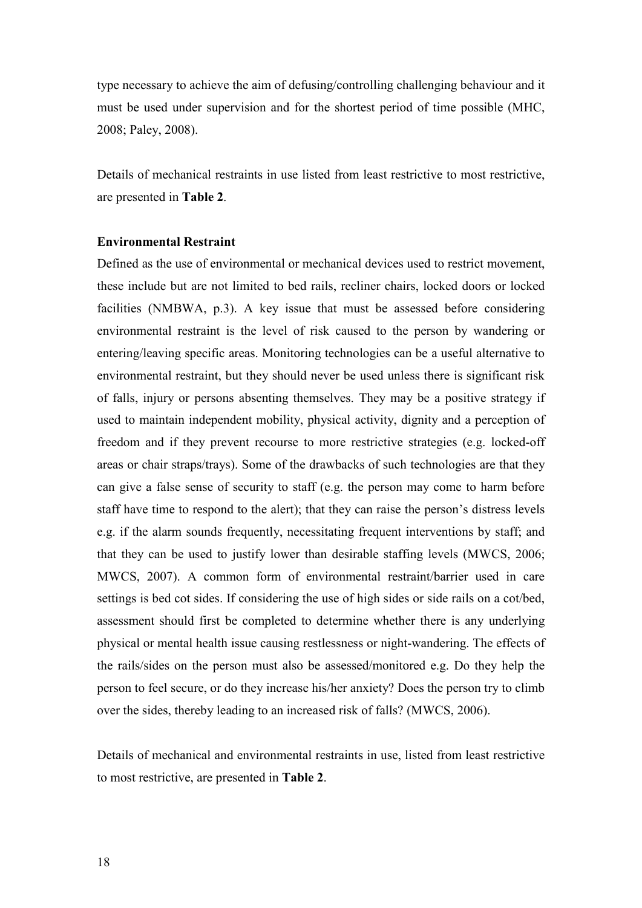type necessary to achieve the aim of defusing/controlling challenging behaviour and it must be used under supervision and for the shortest period of time possible (MHC, 2008; Paley, 2008).

Details of mechanical restraints in use listed from least restrictive to most restrictive, are presented in **Table 2**.

**Environmental Restraint**

Defined as the use of environmental or mechanical devices used to restrict movement, these include but are not limited to bed rails, recliner chairs, locked doors or locked facilities (NMBWA, p.3). A key issue that must be assessed before considering environmental restraint is the level of risk caused to the person by wandering or entering/leaving specific areas. Monitoring technologies can be a useful alternative to environmental restraint, but they should never be used unless there is significant risk of falls, injury or persons absenting themselves. They may be a positive strategy if used to maintain independent mobility, physical activity, dignity and a perception of freedom and if they prevent recourse to more restrictive strategies (e.g. locked-off areas or chair straps/trays). Some of the drawbacks of such technologies are that they can give a false sense of security to staff (e.g. the person may come to harm before staff have time to respond to the alert); that they can raise the person's distress levels e.g. if the alarm sounds frequently, necessitating frequent interventions by staff; and that they can be used to justify lower than desirable staffing levels (MWCS, 2006; MWCS, 2007). A common form of environmental restraint/barrier used in care settings is bed cot sides. If considering the use of high sides or side rails on a cot/bed, assessment should first be completed to determine whether there is any underlying physical or mental health issue causing restlessness or night-wandering. The effects of the rails/sides on the person must also be assessed/monitored e.g. Do they help the person to feel secure, or do they increase his/her anxiety? Does the person try to climb over the sides, thereby leading to an increased risk of falls? (MWCS, 2006).

Details of mechanical and environmental restraints in use, listed from least restrictive to most restrictive, are presented in **Table 2**.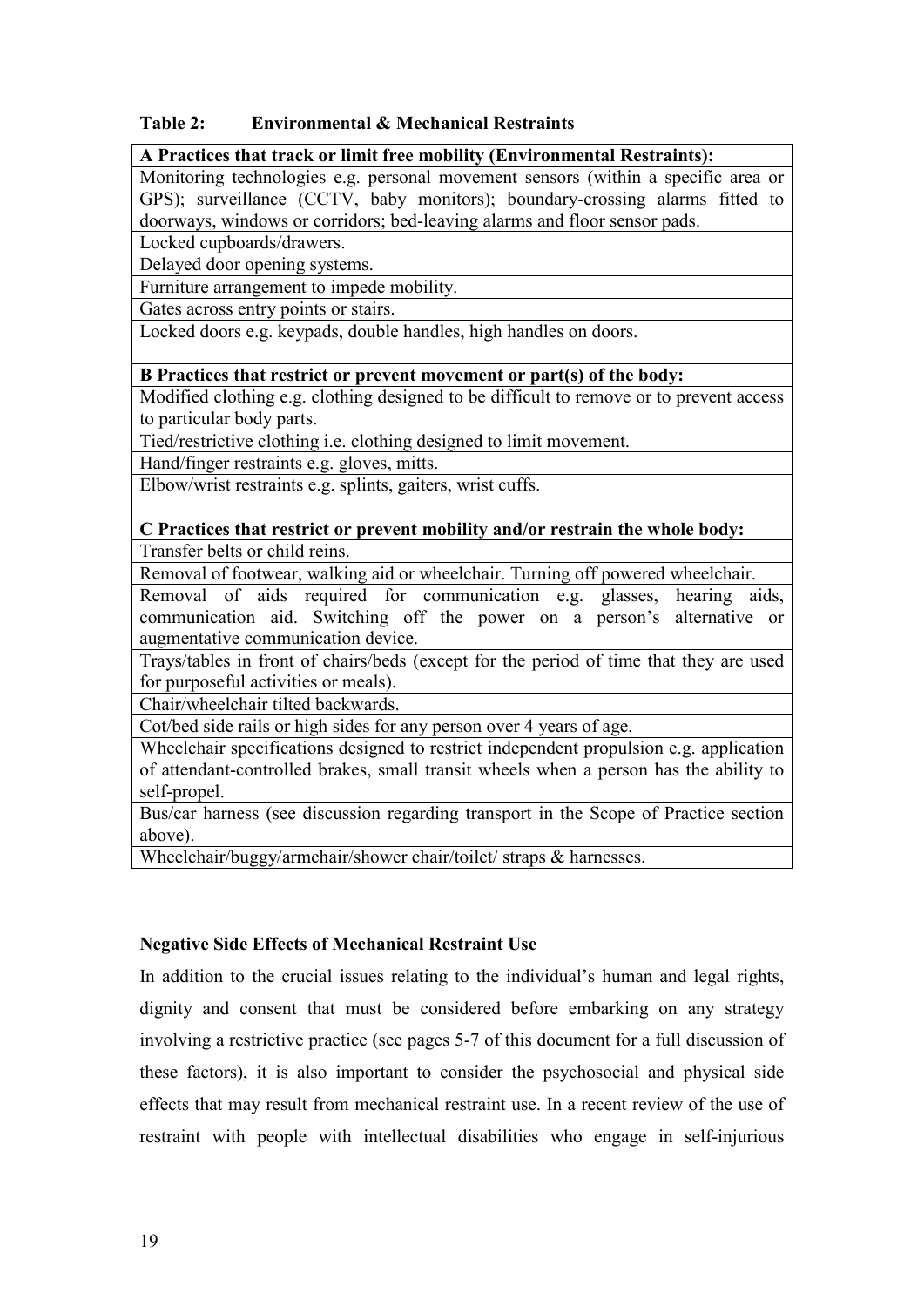**Table 2: Environmental & Mechanical Restraints**

| **A Practices that track or limit free mobility (Environmental Restraints):** |
| --- |
| Monitoring technologies e.g. personal movement sensors (within a specific area or GPS); surveillance (CCTV, baby monitors); boundary-crossing alarms fitted to doorways, windows or corridors; bed-leaving alarms and floor sensor pads. |
| Locked cupboards/drawers. |
| Delayed door opening systems. |
| Furniture arrangement to impede mobility. |
| Gates across entry points or stairs. |
| Locked doors e.g. keypads, double handles, high handles on doors. |
| **B Practices that restrict or prevent movement or part(s) of the body:** |
| Modified clothing e.g. clothing designed to be difficult to remove or to prevent access to particular body parts. |
| Tied/restrictive clothing i.e. clothing designed to limit movement. |
| Hand/finger restraints e.g. gloves, mitts. |
| Elbow/wrist restraints e.g. splints, gaiters, wrist cuffs. |
| **C Practices that restrict or prevent mobility and/or restrain the whole body:** |
| Transfer belts or child reins. |
| Removal of footwear, walking aid or wheelchair. Turning off powered wheelchair. |
| Removal of aids required for communication e.g. glasses, hearing aids, communication aid. Switching off the power on a person's alternative or augmentative communication device. |
| Trays/tables in front of chairs/beds (except for the period of time that they are used for purposeful activities or meals). |
| Chair/wheelchair tilted backwards. |
| Cot/bed side rails or high sides for any person over 4 years of age. |
| Wheelchair specifications designed to restrict independent propulsion e.g. application of attendant-controlled brakes, small transit wheels when a person has the ability to self-propel. |
| Bus/car harness (see discussion regarding transport in the Scope of Practice section above). |
| Wheelchair/buggy/armchair/shower chair/toilet/ straps & harnesses. |

**Negative Side Effects of Mechanical Restraint Use**

In addition to the crucial issues relating to the individual's human and legal rights, dignity and consent that must be considered before embarking on any strategy involving a restrictive practice (see pages 5-7 of this document for a full discussion of these factors), it is also important to consider the psychosocial and physical side effects that may result from mechanical restraint use. In a recent review of the use of restraint with people with intellectual disabilities who engage in self-injurious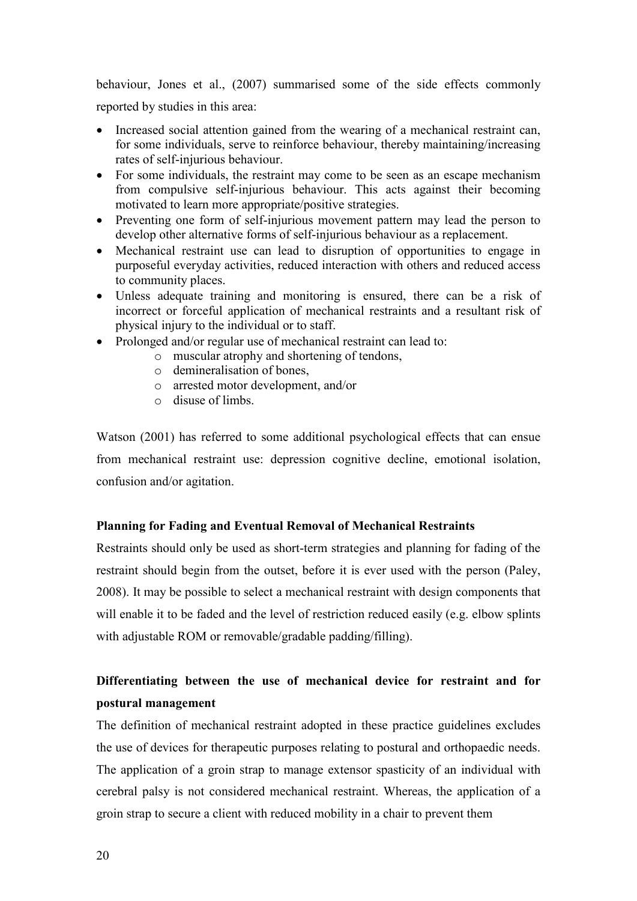behaviour, Jones et al., (2007) summarised some of the side effects commonly reported by studies in this area:

- Increased social attention gained from the wearing of a mechanical restraint can, for some individuals, serve to reinforce behaviour, thereby maintaining/increasing rates of self-injurious behaviour.
- For some individuals, the restraint may come to be seen as an escape mechanism from compulsive self-injurious behaviour. This acts against their becoming motivated to learn more appropriate/positive strategies.
- Preventing one form of self-injurious movement pattern may lead the person to develop other alternative forms of self-injurious behaviour as a replacement.
- Mechanical restraint use can lead to disruption of opportunities to engage in purposeful everyday activities, reduced interaction with others and reduced access to community places.
- Unless adequate training and monitoring is ensured, there can be a risk of incorrect or forceful application of mechanical restraints and a resultant risk of physical injury to the individual or to staff.
- Prolonged and/or regular use of mechanical restraint can lead to:
    - muscular atrophy and shortening of tendons,
    - demineralisation of bones,
    - arrested motor development, and/or
    - disuse of limbs.

Watson (2001) has referred to some additional psychological effects that can ensue from mechanical restraint use: depression cognitive decline, emotional isolation, confusion and/or agitation.

**Planning for Fading and Eventual Removal of Mechanical Restraints**

Restraints should only be used as short-term strategies and planning for fading of the restraint should begin from the outset, before it is ever used with the person (Paley, 2008). It may be possible to select a mechanical restraint with design components that will enable it to be faded and the level of restriction reduced easily (e.g. elbow splints with adjustable ROM or removable/gradable padding/filling).

**Differentiating between the use of mechanical device for restraint and for postural management**

The definition of mechanical restraint adopted in these practice guidelines excludes the use of devices for therapeutic purposes relating to postural and orthopaedic needs. The application of a groin strap to manage extensor spasticity of an individual with cerebral palsy is not considered mechanical restraint. Whereas, the application of a groin strap to secure a client with reduced mobility in a chair to prevent them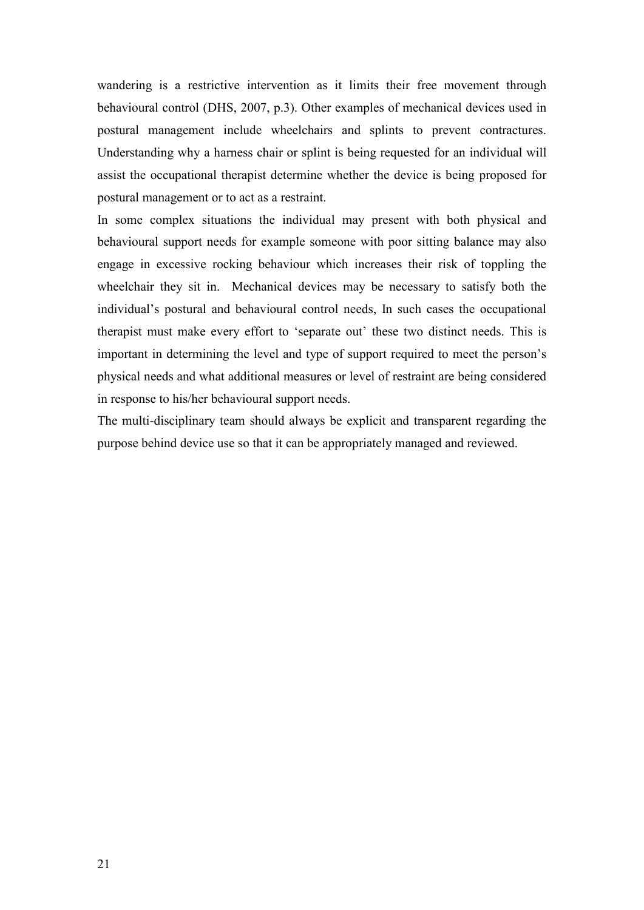wandering is a restrictive intervention as it limits their free movement through behavioural control (DHS, 2007, p.3). Other examples of mechanical devices used in postural management include wheelchairs and splints to prevent contractures. Understanding why a harness chair or splint is being requested for an individual will assist the occupational therapist determine whether the device is being proposed for postural management or to act as a restraint.

In some complex situations the individual may present with both physical and behavioural support needs for example someone with poor sitting balance may also engage in excessive rocking behaviour which increases their risk of toppling the wheelchair they sit in. Mechanical devices may be necessary to satisfy both the individual's postural and behavioural control needs, In such cases the occupational therapist must make every effort to 'separate out' these two distinct needs. This is important in determining the level and type of support required to meet the person's physical needs and what additional measures or level of restraint are being considered in response to his/her behavioural support needs.

The multi-disciplinary team should always be explicit and transparent regarding the purpose behind device use so that it can be appropriately managed and reviewed.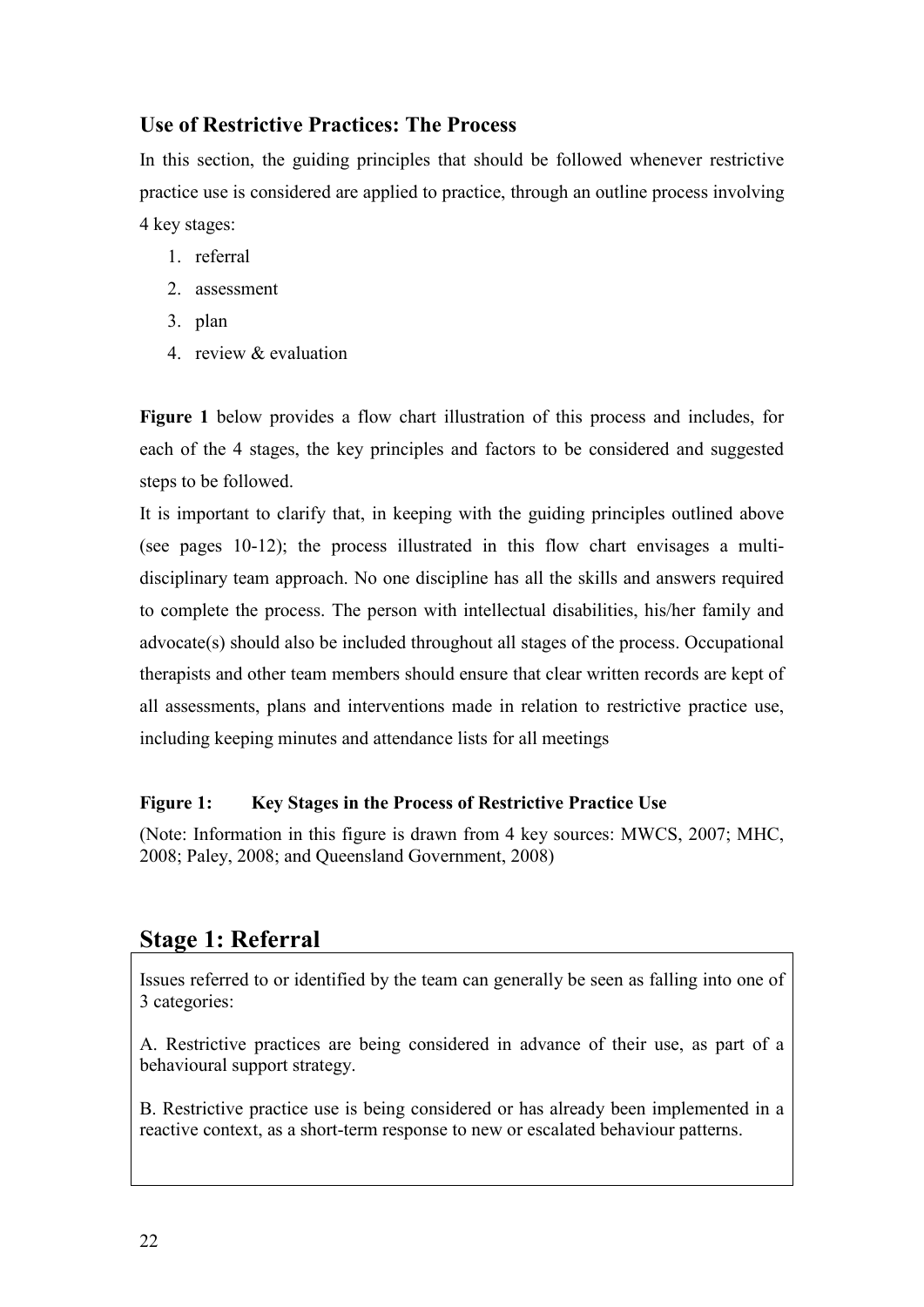### Use of Restrictive Practices: The Process

In this section, the guiding principles that should be followed whenever restrictive practice use is considered are applied to practice, through an outline process involving 4 key stages:

1. referral
2. assessment
3. plan
4. review & evaluation

**Figure 1** below provides a flow chart illustration of this process and includes, for each of the 4 stages, the key principles and factors to be considered and suggested steps to be followed.

It is important to clarify that, in keeping with the guiding principles outlined above (see pages 10-12); the process illustrated in this flow chart envisages a multi-disciplinary team approach. No one discipline has all the skills and answers required to complete the process. The person with intellectual disabilities, his/her family and advocate(s) should also be included throughout all stages of the process. Occupational therapists and other team members should ensure that clear written records are kept of all assessments, plans and interventions made in relation to restrictive practice use, including keeping minutes and attendance lists for all meetings

**Figure 1: Key Stages in the Process of Restrictive Practice Use**

(Note: Information in this figure is drawn from 4 key sources: MWCS, 2007; MHC, 2008; Paley, 2008; and Queensland Government, 2008)

## Stage 1: Referral

Issues referred to or identified by the team can generally be seen as falling into one of 3 categories:

A. Restrictive practices are being considered in advance of their use, as part of a behavioural support strategy.

B. Restrictive practice use is being considered or has already been implemented in a reactive context, as a short-term response to new or escalated behaviour patterns.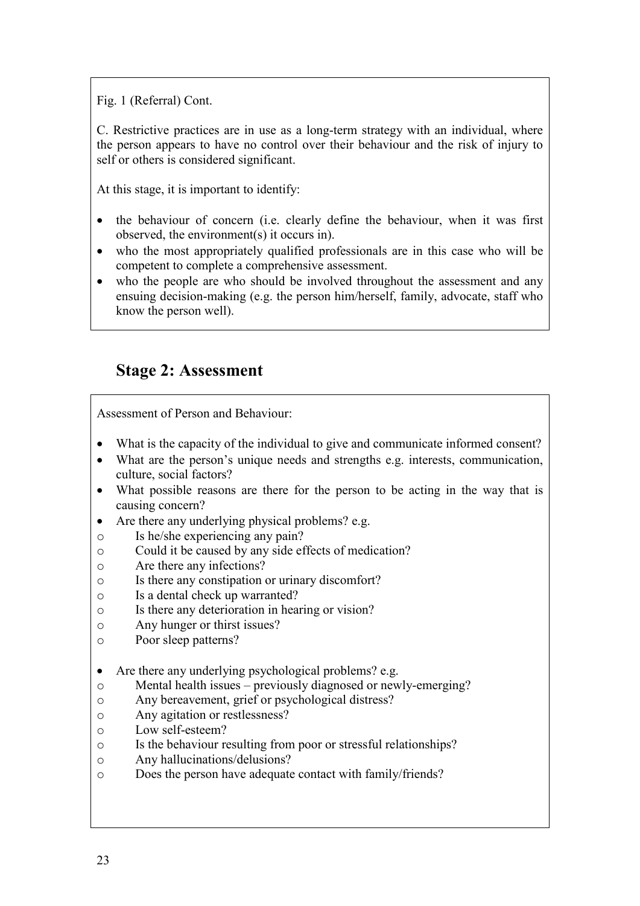Fig. 1 (Referral) Cont.

C. Restrictive practices are in use as a long-term strategy with an individual, where the person appears to have no control over their behaviour and the risk of injury to self or others is considered significant.

At this stage, it is important to identify:

- the behaviour of concern (i.e. clearly define the behaviour, when it was first observed, the environment(s) it occurs in).
- who the most appropriately qualified professionals are in this case who will be competent to complete a comprehensive assessment.
- who the people are who should be involved throughout the assessment and any ensuing decision-making (e.g. the person him/herself, family, advocate, staff who know the person well).

## Stage 2: Assessment

Assessment of Person and Behaviour:

- What is the capacity of the individual to give and communicate informed consent?
- What are the person's unique needs and strengths e.g. interests, communication, culture, social factors?
- What possible reasons are there for the person to be acting in the way that is causing concern?
- Are there any underlying physical problems? e.g.
  - Is he/she experiencing any pain?
  - Could it be caused by any side effects of medication?
  - Are there any infections?
  - Is there any constipation or urinary discomfort?
  - Is a dental check up warranted?
  - Is there any deterioration in hearing or vision?
  - Any hunger or thirst issues?
  - Poor sleep patterns?

- Are there any underlying psychological problems? e.g.
  - Mental health issues – previously diagnosed or newly-emerging?
  - Any bereavement, grief or psychological distress?
  - Any agitation or restlessness?
  - Low self-esteem?
  - Is the behaviour resulting from poor or stressful relationships?
  - Any hallucinations/delusions?
  - Does the person have adequate contact with family/friends?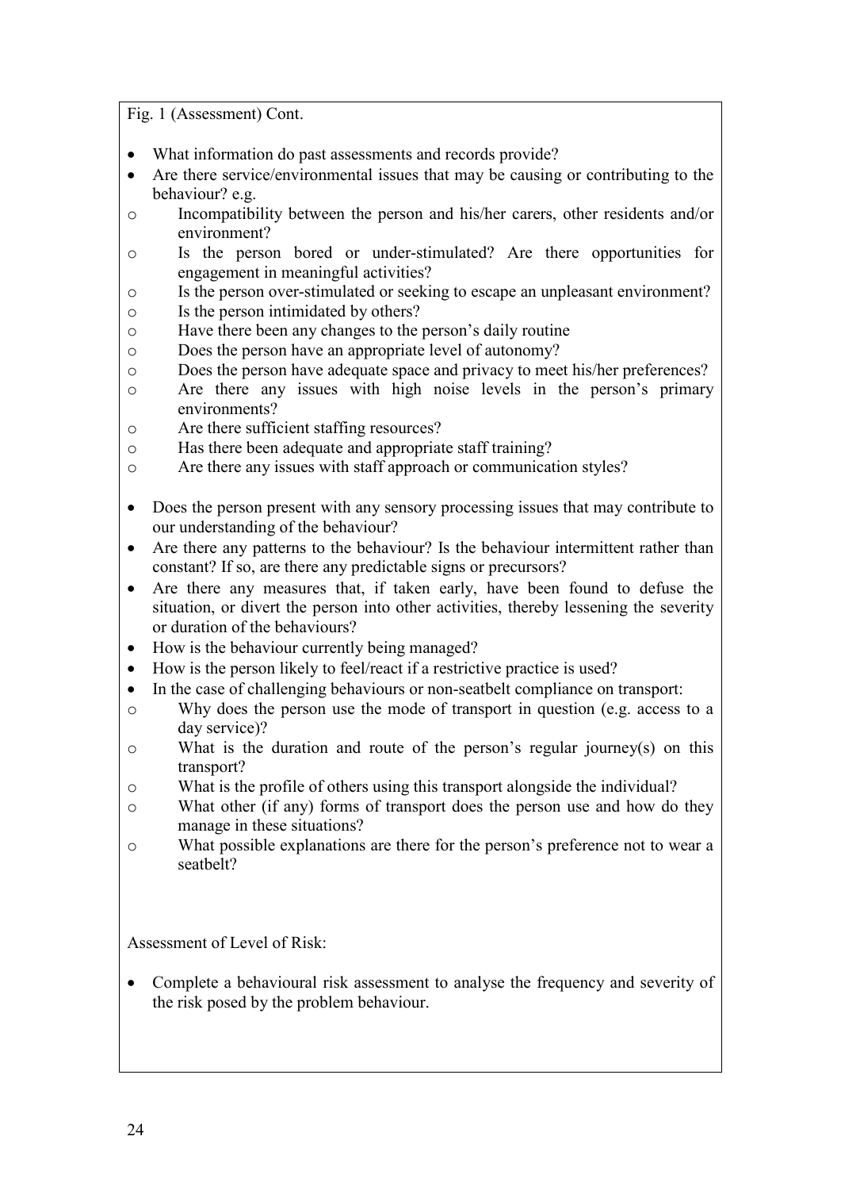Fig. 1 (Assessment) Cont.

- What information do past assessments and records provide?
- Are there service/environmental issues that may be causing or contributing to the behaviour? e.g.
    - Incompatibility between the person and his/her carers, other residents and/or environment?
    - Is the person bored or under-stimulated? Are there opportunities for engagement in meaningful activities?
    - Is the person over-stimulated or seeking to escape an unpleasant environment?
    - Is the person intimidated by others?
    - Have there been any changes to the person's daily routine
    - Does the person have an appropriate level of autonomy?
    - Does the person have adequate space and privacy to meet his/her preferences?
    - Are there any issues with high noise levels in the person's primary environments?
    - Are there sufficient staffing resources?
    - Has there been adequate and appropriate staff training?
    - Are there any issues with staff approach or communication styles?

- Does the person present with any sensory processing issues that may contribute to our understanding of the behaviour?
- Are there any patterns to the behaviour? Is the behaviour intermittent rather than constant? If so, are there any predictable signs or precursors?
- Are there any measures that, if taken early, have been found to defuse the situation, or divert the person into other activities, thereby lessening the severity or duration of the behaviours?
- How is the behaviour currently being managed?
- How is the person likely to feel/react if a restrictive practice is used?
- In the case of challenging behaviours or non-seatbelt compliance on transport:
    - Why does the person use the mode of transport in question (e.g. access to a day service)?
    - What is the duration and route of the person's regular journey(s) on this transport?
    - What is the profile of others using this transport alongside the individual?
    - What other (if any) forms of transport does the person use and how do they manage in these situations?
    - What possible explanations are there for the person's preference not to wear a seatbelt?

Assessment of Level of Risk:

- Complete a behavioural risk assessment to analyse the frequency and severity of the risk posed by the problem behaviour.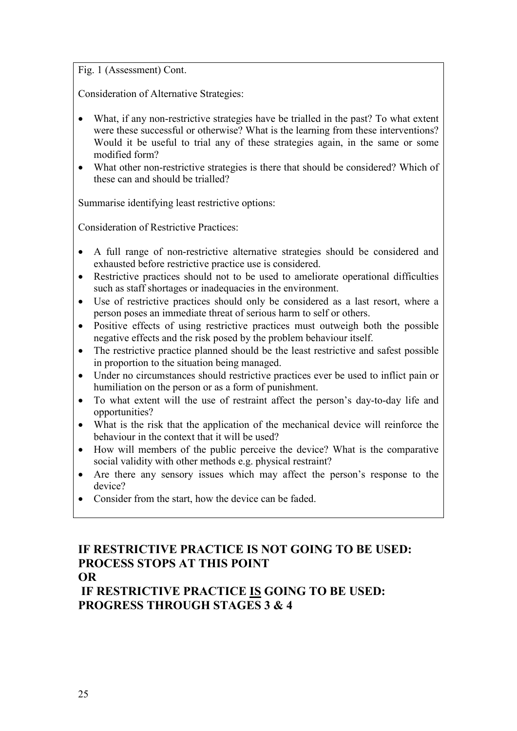Fig. 1 (Assessment) Cont.

Consideration of Alternative Strategies:

- What, if any non-restrictive strategies have be trialled in the past? To what extent were these successful or otherwise? What is the learning from these interventions? Would it be useful to trial any of these strategies again, in the same or some modified form?
- What other non-restrictive strategies is there that should be considered? Which of these can and should be trialled?

Summarise identifying least restrictive options:

Consideration of Restrictive Practices:

- A full range of non-restrictive alternative strategies should be considered and exhausted before restrictive practice use is considered.
- Restrictive practices should not to be used to ameliorate operational difficulties such as staff shortages or inadequacies in the environment.
- Use of restrictive practices should only be considered as a last resort, where a person poses an immediate threat of serious harm to self or others.
- Positive effects of using restrictive practices must outweigh both the possible negative effects and the risk posed by the problem behaviour itself.
- The restrictive practice planned should be the least restrictive and safest possible in proportion to the situation being managed.
- Under no circumstances should restrictive practices ever be used to inflict pain or humiliation on the person or as a form of punishment.
- To what extent will the use of restraint affect the person's day-to-day life and opportunities?
- What is the risk that the application of the mechanical device will reinforce the behaviour in the context that it will be used?
- How will members of the public perceive the device? What is the comparative social validity with other methods e.g. physical restraint?
- Are there any sensory issues which may affect the person's response to the device?
- Consider from the start, how the device can be faded.

**IF RESTRICTIVE PRACTICE IS NOT GOING TO BE USED: PROCESS STOPS AT THIS POINT**

**OR**

**IF RESTRICTIVE PRACTICE <u>IS</u> GOING TO BE USED: PROGRESS THROUGH STAGES 3 & 4**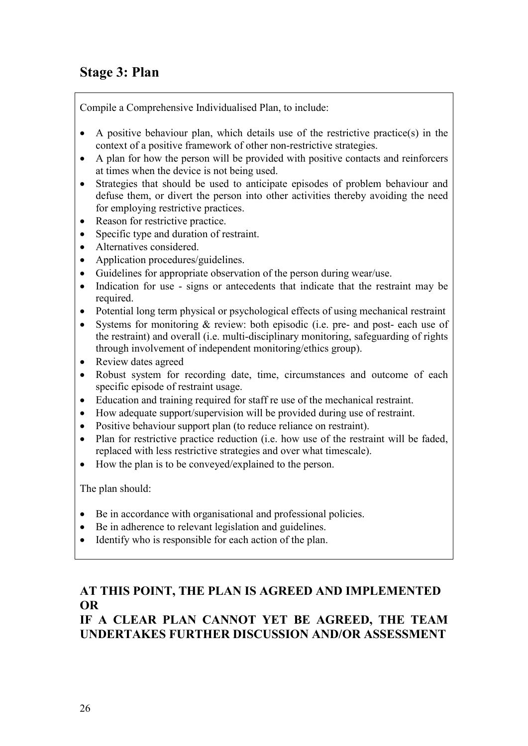## Stage 3: Plan

Compile a Comprehensive Individualised Plan, to include:

- A positive behaviour plan, which details use of the restrictive practice(s) in the context of a positive framework of other non-restrictive strategies.
- A plan for how the person will be provided with positive contacts and reinforcers at times when the device is not being used.
- Strategies that should be used to anticipate episodes of problem behaviour and defuse them, or divert the person into other activities thereby avoiding the need for employing restrictive practices.
- Reason for restrictive practice.
- Specific type and duration of restraint.
- Alternatives considered.
- Application procedures/guidelines.
- Guidelines for appropriate observation of the person during wear/use.
- Indication for use - signs or antecedents that indicate that the restraint may be required.
- Potential long term physical or psychological effects of using mechanical restraint
- Systems for monitoring & review: both episodic (i.e. pre- and post- each use of the restraint) and overall (i.e. multi-disciplinary monitoring, safeguarding of rights through involvement of independent monitoring/ethics group).
- Review dates agreed
- Robust system for recording date, time, circumstances and outcome of each specific episode of restraint usage.
- Education and training required for staff re use of the mechanical restraint.
- How adequate support/supervision will be provided during use of restraint.
- Positive behaviour support plan (to reduce reliance on restraint).
- Plan for restrictive practice reduction (i.e. how use of the restraint will be faded, replaced with less restrictive strategies and over what timescale).
- How the plan is to be conveyed/explained to the person.

The plan should:

- Be in accordance with organisational and professional policies.
- Be in adherence to relevant legislation and guidelines.
- Identify who is responsible for each action of the plan.

**AT THIS POINT, THE PLAN IS AGREED AND IMPLEMENTED OR**

**IF A CLEAR PLAN CANNOT YET BE AGREED, THE TEAM UNDERTAKES FURTHER DISCUSSION AND/OR ASSESSMENT**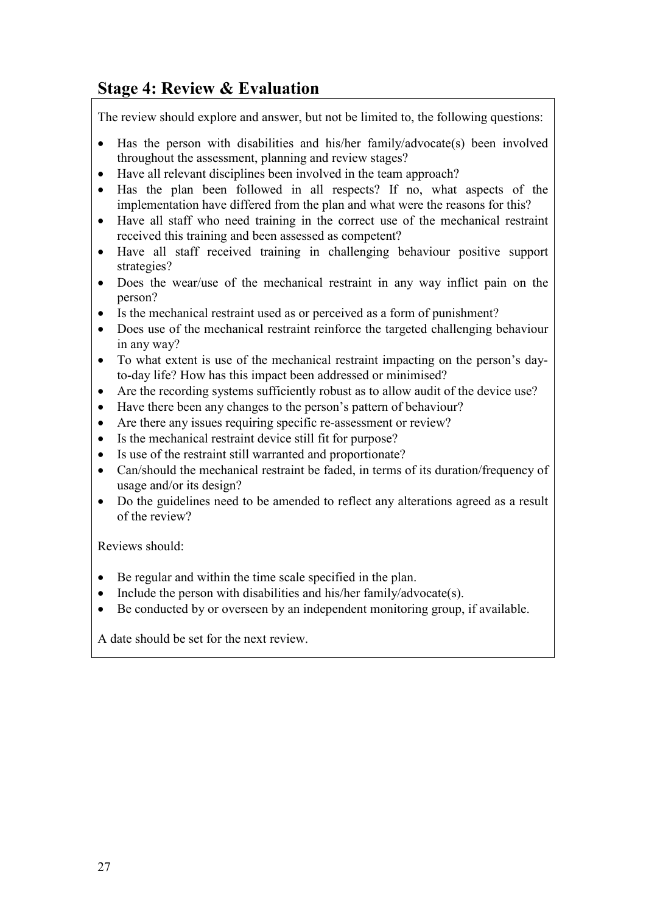## Stage 4: Review & Evaluation

The review should explore and answer, but not be limited to, the following questions:

- Has the person with disabilities and his/her family/advocate(s) been involved throughout the assessment, planning and review stages?
- Have all relevant disciplines been involved in the team approach?
- Has the plan been followed in all respects? If no, what aspects of the implementation have differed from the plan and what were the reasons for this?
- Have all staff who need training in the correct use of the mechanical restraint received this training and been assessed as competent?
- Have all staff received training in challenging behaviour positive support strategies?
- Does the wear/use of the mechanical restraint in any way inflict pain on the person?
- Is the mechanical restraint used as or perceived as a form of punishment?
- Does use of the mechanical restraint reinforce the targeted challenging behaviour in any way?
- To what extent is use of the mechanical restraint impacting on the person's day-to-day life? How has this impact been addressed or minimised?
- Are the recording systems sufficiently robust as to allow audit of the device use?
- Have there been any changes to the person's pattern of behaviour?
- Are there any issues requiring specific re-assessment or review?
- Is the mechanical restraint device still fit for purpose?
- Is use of the restraint still warranted and proportionate?
- Can/should the mechanical restraint be faded, in terms of its duration/frequency of usage and/or its design?
- Do the guidelines need to be amended to reflect any alterations agreed as a result of the review?

Reviews should:

- Be regular and within the time scale specified in the plan.
- Include the person with disabilities and his/her family/advocate(s).
- Be conducted by or overseen by an independent monitoring group, if available.

A date should be set for the next review.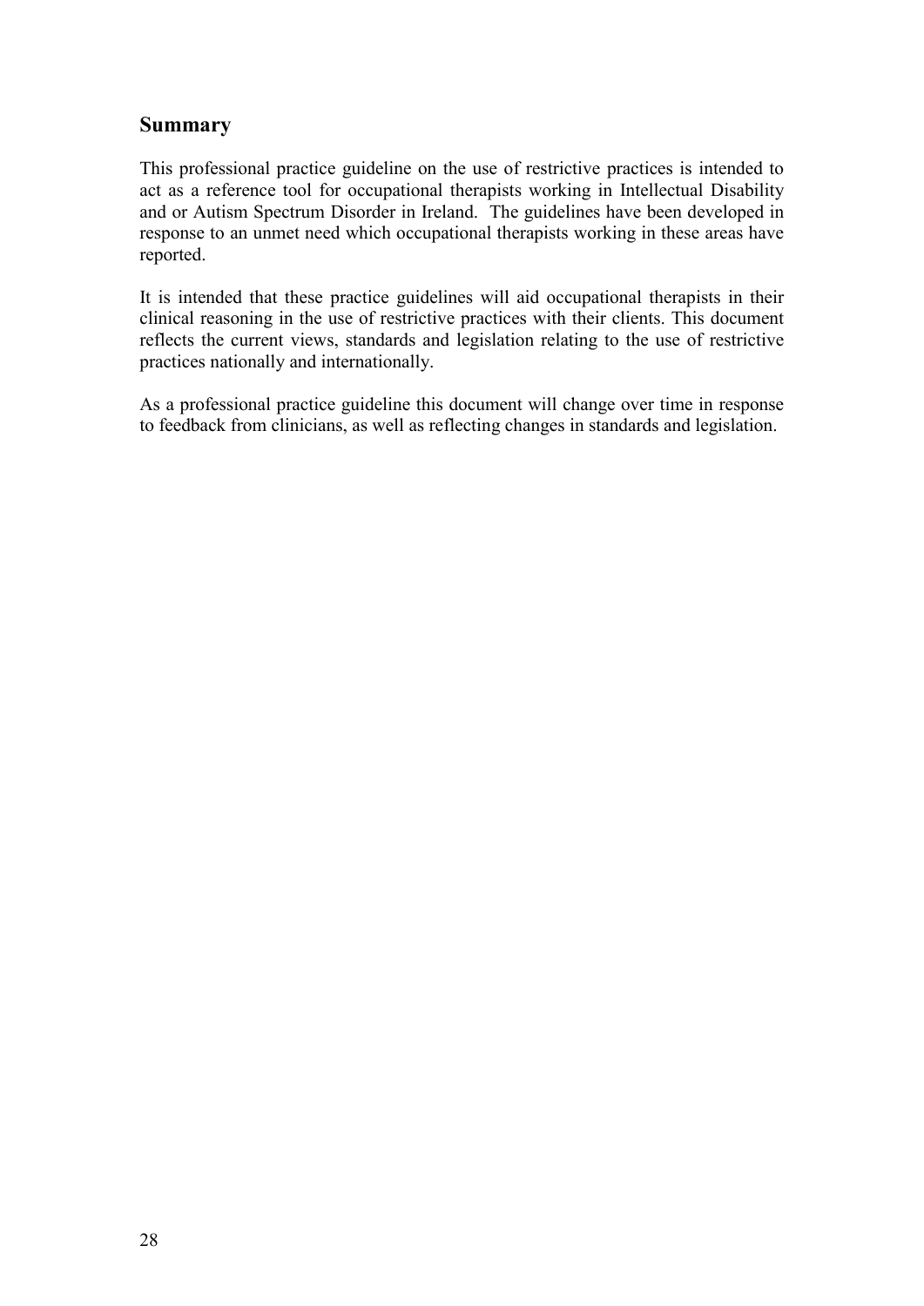## Summary

This professional practice guideline on the use of restrictive practices is intended to act as a reference tool for occupational therapists working in Intellectual Disability and or Autism Spectrum Disorder in Ireland. The guidelines have been developed in response to an unmet need which occupational therapists working in these areas have reported.

It is intended that these practice guidelines will aid occupational therapists in their clinical reasoning in the use of restrictive practices with their clients. This document reflects the current views, standards and legislation relating to the use of restrictive practices nationally and internationally.

As a professional practice guideline this document will change over time in response to feedback from clinicians, as well as reflecting changes in standards and legislation.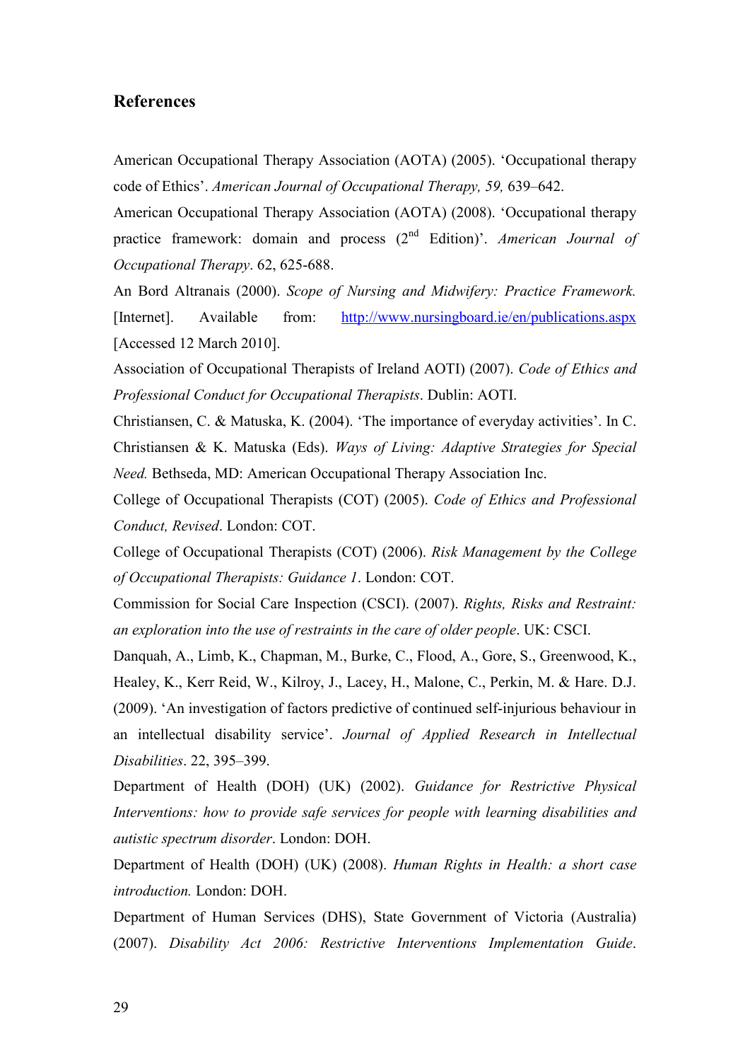## References

American Occupational Therapy Association (AOTA) (2005). 'Occupational therapy code of Ethics'. *American Journal of Occupational Therapy, 59,* 639–642.

American Occupational Therapy Association (AOTA) (2008). 'Occupational therapy practice framework: domain and process (2nd Edition)'. *American Journal of Occupational Therapy*. 62, 625-688.

An Bord Altranais (2000). *Scope of Nursing and Midwifery: Practice Framework.* [Internet]. Available from: http://www.nursingboard.ie/en/publications.aspx [Accessed 12 March 2010].

Association of Occupational Therapists of Ireland AOTI) (2007). *Code of Ethics and Professional Conduct for Occupational Therapists*. Dublin: AOTI.

Christiansen, C. & Matuska, K. (2004). 'The importance of everyday activities'. In C. Christiansen & K. Matuska (Eds). *Ways of Living: Adaptive Strategies for Special Need.* Bethseda, MD: American Occupational Therapy Association Inc.

College of Occupational Therapists (COT) (2005). *Code of Ethics and Professional Conduct, Revised*. London: COT.

College of Occupational Therapists (COT) (2006). *Risk Management by the College of Occupational Therapists: Guidance 1*. London: COT.

Commission for Social Care Inspection (CSCI). (2007). *Rights, Risks and Restraint: an exploration into the use of restraints in the care of older people*. UK: CSCI.

Danquah, A., Limb, K., Chapman, M., Burke, C., Flood, A., Gore, S., Greenwood, K., Healey, K., Kerr Reid, W., Kilroy, J., Lacey, H., Malone, C., Perkin, M. & Hare. D.J. (2009). 'An investigation of factors predictive of continued self-injurious behaviour in an intellectual disability service'. *Journal of Applied Research in Intellectual Disabilities*. 22, 395–399.

Department of Health (DOH) (UK) (2002). *Guidance for Restrictive Physical Interventions: how to provide safe services for people with learning disabilities and autistic spectrum disorder*. London: DOH.

Department of Health (DOH) (UK) (2008). *Human Rights in Health: a short case introduction.* London: DOH.

Department of Human Services (DHS), State Government of Victoria (Australia) (2007). *Disability Act 2006: Restrictive Interventions Implementation Guide*.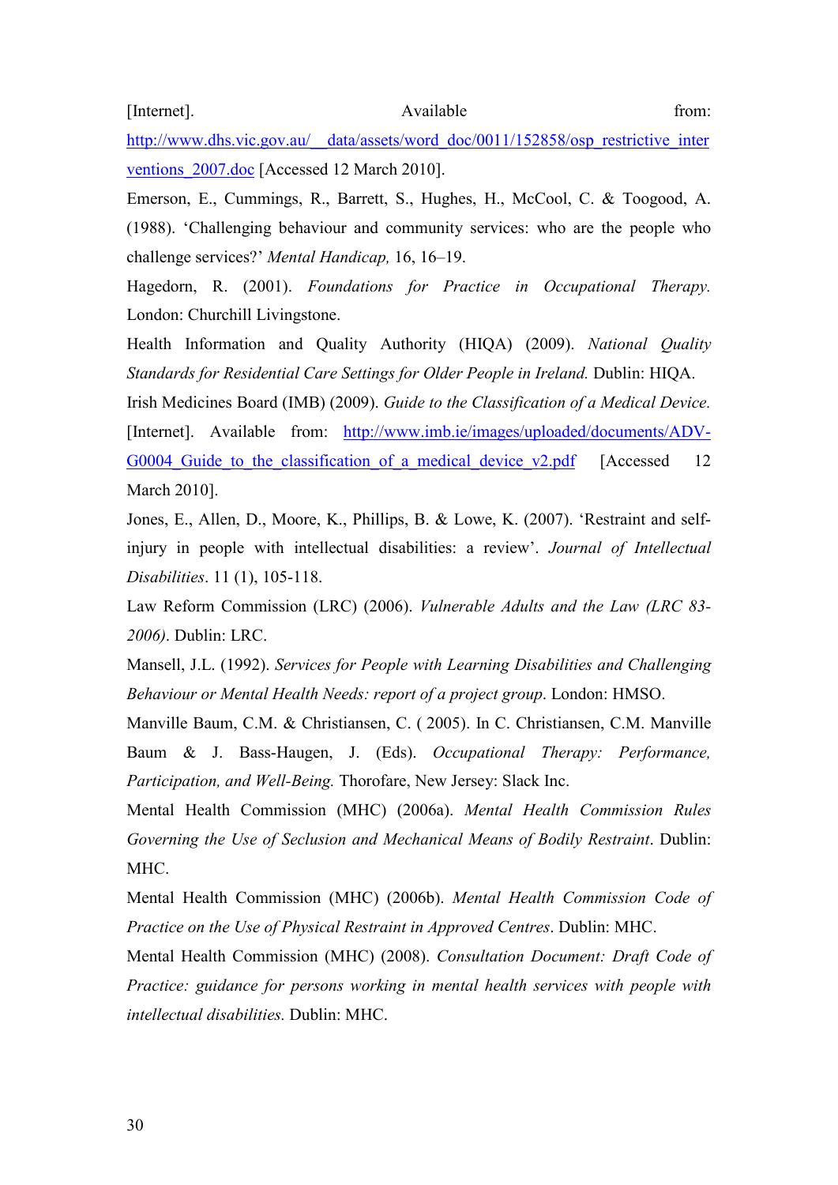[Internet]. Available from: http://www.dhs.vic.gov.au/__data/assets/word_doc/0011/152858/osp_restrictive_interventions_2007.doc [Accessed 12 March 2010].

Emerson, E., Cummings, R., Barrett, S., Hughes, H., McCool, C. & Toogood, A. (1988). 'Challenging behaviour and community services: who are the people who challenge services?' *Mental Handicap,* 16, 16–19.

Hagedorn, R. (2001). *Foundations for Practice in Occupational Therapy.* London: Churchill Livingstone.

Health Information and Quality Authority (HIQA) (2009). *National Quality Standards for Residential Care Settings for Older People in Ireland.* Dublin: HIQA.

Irish Medicines Board (IMB) (2009). *Guide to the Classification of a Medical Device.* [Internet]. Available from: http://www.imb.ie/images/uploaded/documents/ADV-G0004_Guide_to_the_classification_of_a_medical_device_v2.pdf [Accessed 12 March 2010].

Jones, E., Allen, D., Moore, K., Phillips, B. & Lowe, K. (2007). 'Restraint and self-injury in people with intellectual disabilities: a review'. *Journal of Intellectual Disabilities*. 11 (1), 105-118.

Law Reform Commission (LRC) (2006). *Vulnerable Adults and the Law (LRC 83-2006)*. Dublin: LRC.

Mansell, J.L. (1992). *Services for People with Learning Disabilities and Challenging Behaviour or Mental Health Needs: report of a project group*. London: HMSO.

Manville Baum, C.M. & Christiansen, C. ( 2005). In C. Christiansen, C.M. Manville Baum & J. Bass-Haugen, J. (Eds). *Occupational Therapy: Performance, Participation, and Well-Being.* Thorofare, New Jersey: Slack Inc.

Mental Health Commission (MHC) (2006a). *Mental Health Commission Rules Governing the Use of Seclusion and Mechanical Means of Bodily Restraint*. Dublin: MHC.

Mental Health Commission (MHC) (2006b). *Mental Health Commission Code of Practice on the Use of Physical Restraint in Approved Centres*. Dublin: MHC.

Mental Health Commission (MHC) (2008). *Consultation Document: Draft Code of Practice: guidance for persons working in mental health services with people with intellectual disabilities.* Dublin: MHC.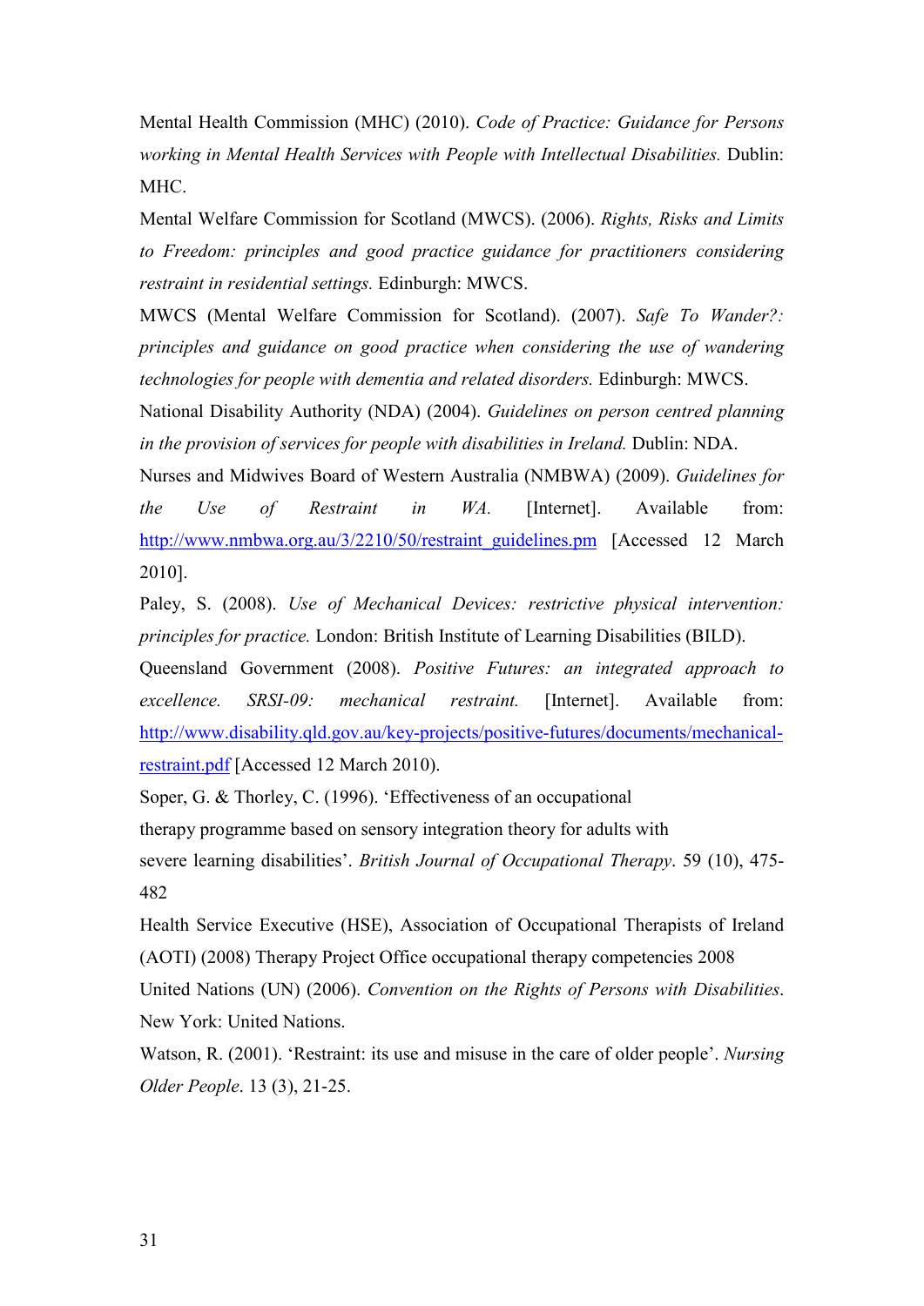Mental Health Commission (MHC) (2010). *Code of Practice: Guidance for Persons working in Mental Health Services with People with Intellectual Disabilities.* Dublin: MHC.

Mental Welfare Commission for Scotland (MWCS). (2006). *Rights, Risks and Limits to Freedom: principles and good practice guidance for practitioners considering restraint in residential settings.* Edinburgh: MWCS.

MWCS (Mental Welfare Commission for Scotland). (2007). *Safe To Wander?: principles and guidance on good practice when considering the use of wandering technologies for people with dementia and related disorders.* Edinburgh: MWCS.

National Disability Authority (NDA) (2004). *Guidelines on person centred planning in the provision of services for people with disabilities in Ireland.* Dublin: NDA.

Nurses and Midwives Board of Western Australia (NMBWA) (2009). *Guidelines for the Use of Restraint in WA.* [Internet]. Available from: http://www.nmbwa.org.au/3/2210/50/restraint_guidelines.pm [Accessed 12 March 2010].

Paley, S. (2008). *Use of Mechanical Devices: restrictive physical intervention: principles for practice.* London: British Institute of Learning Disabilities (BILD).

Queensland Government (2008). *Positive Futures: an integrated approach to excellence. SRSI-09: mechanical restraint.* [Internet]. Available from: http://www.disability.qld.gov.au/key-projects/positive-futures/documents/mechanical-restraint.pdf [Accessed 12 March 2010).

Soper, G. & Thorley, C. (1996). 'Effectiveness of an occupational therapy programme based on sensory integration theory for adults with severe learning disabilities'. *British Journal of Occupational Therapy*. 59 (10), 475-482

Health Service Executive (HSE), Association of Occupational Therapists of Ireland (AOTI) (2008) Therapy Project Office occupational therapy competencies 2008

United Nations (UN) (2006). *Convention on the Rights of Persons with Disabilities*. New York: United Nations.

Watson, R. (2001). 'Restraint: its use and misuse in the care of older people'. *Nursing Older People*. 13 (3), 21-25.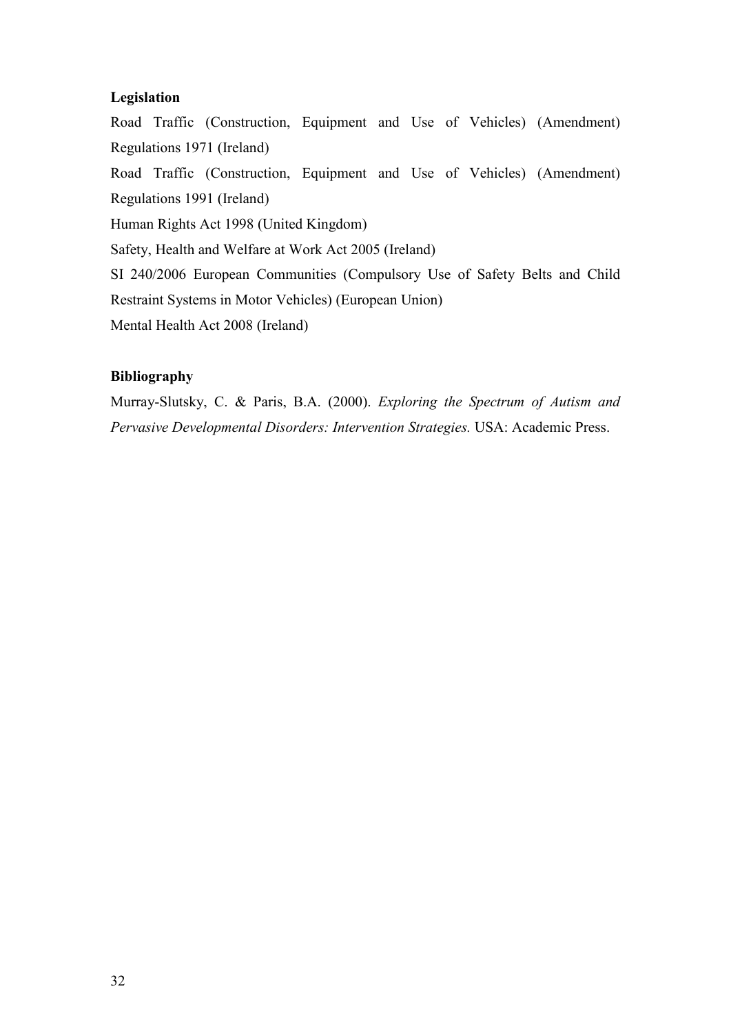**Legislation**

Road Traffic (Construction, Equipment and Use of Vehicles) (Amendment) Regulations 1971 (Ireland)

Road Traffic (Construction, Equipment and Use of Vehicles) (Amendment) Regulations 1991 (Ireland)

Human Rights Act 1998 (United Kingdom)

Safety, Health and Welfare at Work Act 2005 (Ireland)

SI 240/2006 European Communities (Compulsory Use of Safety Belts and Child Restraint Systems in Motor Vehicles) (European Union)

Mental Health Act 2008 (Ireland)

**Bibliography**

Murray-Slutsky, C. & Paris, B.A. (2000). *Exploring the Spectrum of Autism and Pervasive Developmental Disorders: Intervention Strategies.* USA: Academic Press.